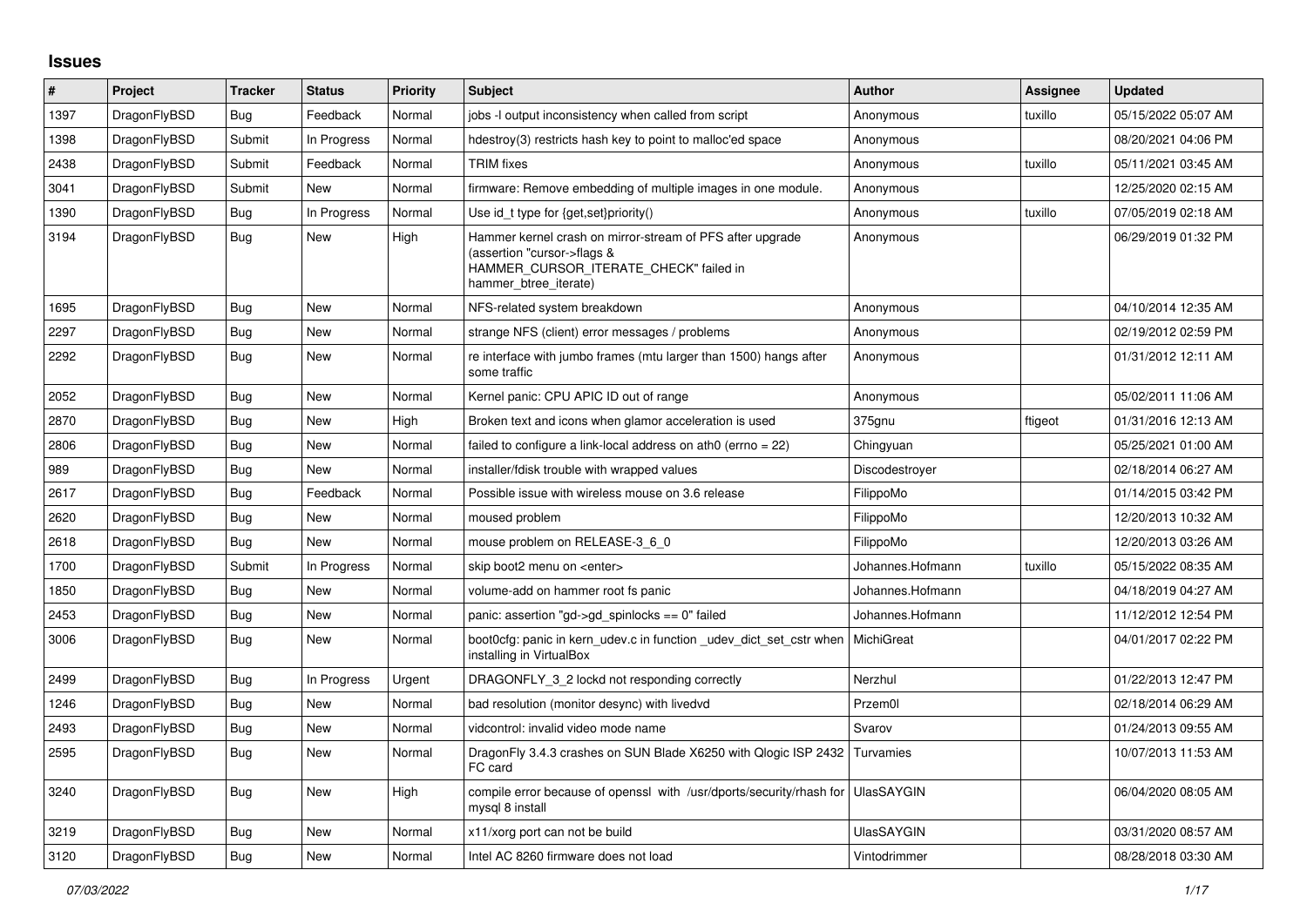# Issues

| # | Project | Tracker | Status | Priority | Subject | Author | Assignee | Updated |
|---|---|---|---|---|---|---|---|---|
| 1397 | DragonFlyBSD | Bug | Feedback | Normal | jobs -l output inconsistency when called from script | Anonymous | tuxillo | 05/15/2022 05:07 AM |
| 1398 | DragonFlyBSD | Submit | In Progress | Normal | hdestroy(3) restricts hash key to point to malloc'ed space | Anonymous | | 08/20/2021 04:06 PM |
| 2438 | DragonFlyBSD | Submit | Feedback | Normal | TRIM fixes | Anonymous | tuxillo | 05/11/2021 03:45 AM |
| 3041 | DragonFlyBSD | Submit | New | Normal | firmware: Remove embedding of multiple images in one module. | Anonymous | | 12/25/2020 02:15 AM |
| 1390 | DragonFlyBSD | Bug | In Progress | Normal | Use id_t type for {get,set}priority() | Anonymous | tuxillo | 07/05/2019 02:18 AM |
| 3194 | DragonFlyBSD | Bug | New | High | Hammer kernel crash on mirror-stream of PFS after upgrade (assertion "cursor->flags & HAMMER_CURSOR_ITERATE_CHECK" failed in hammer_btree_iterate) | Anonymous | | 06/29/2019 01:32 PM |
| 1695 | DragonFlyBSD | Bug | New | Normal | NFS-related system breakdown | Anonymous | | 04/10/2014 12:35 AM |
| 2297 | DragonFlyBSD | Bug | New | Normal | strange NFS (client) error messages / problems | Anonymous | | 02/19/2012 02:59 PM |
| 2292 | DragonFlyBSD | Bug | New | Normal | re interface with jumbo frames (mtu larger than 1500) hangs after some traffic | Anonymous | | 01/31/2012 12:11 AM |
| 2052 | DragonFlyBSD | Bug | New | Normal | Kernel panic: CPU APIC ID out of range | Anonymous | | 05/02/2011 11:06 AM |
| 2870 | DragonFlyBSD | Bug | New | High | Broken text and icons when glamor acceleration is used | 375gnu | ftigeot | 01/31/2016 12:13 AM |
| 2806 | DragonFlyBSD | Bug | New | Normal | failed to configure a link-local address on ath0 (errno = 22) | Chingyuan | | 05/25/2021 01:00 AM |
| 989 | DragonFlyBSD | Bug | New | Normal | installer/fdisk trouble with wrapped values | Discodestroyer | | 02/18/2014 06:27 AM |
| 2617 | DragonFlyBSD | Bug | Feedback | Normal | Possible issue with wireless mouse on 3.6 release | FilippoMo | | 01/14/2015 03:42 PM |
| 2620 | DragonFlyBSD | Bug | New | Normal | moused problem | FilippoMo | | 12/20/2013 10:32 AM |
| 2618 | DragonFlyBSD | Bug | New | Normal | mouse problem on RELEASE-3_6_0 | FilippoMo | | 12/20/2013 03:26 AM |
| 1700 | DragonFlyBSD | Submit | In Progress | Normal | skip boot2 menu on <enter> | Johannes.Hofmann | tuxillo | 05/15/2022 08:35 AM |
| 1850 | DragonFlyBSD | Bug | New | Normal | volume-add on hammer root fs panic | Johannes.Hofmann | | 04/18/2019 04:27 AM |
| 2453 | DragonFlyBSD | Bug | New | Normal | panic: assertion "gd->gd_spinlocks == 0" failed | Johannes.Hofmann | | 11/12/2012 12:54 PM |
| 3006 | DragonFlyBSD | Bug | New | Normal | boot0cfg: panic in kern_udev.c in function _udev_dict_set_cstr when installing in VirtualBox | MichiGreat | | 04/01/2017 02:22 PM |
| 2499 | DragonFlyBSD | Bug | In Progress | Urgent | DRAGONFLY_3_2 lockd not responding correctly | Nerzhul | | 01/22/2013 12:47 PM |
| 1246 | DragonFlyBSD | Bug | New | Normal | bad resolution (monitor desync) with livedvd | Przem0l | | 02/18/2014 06:29 AM |
| 2493 | DragonFlyBSD | Bug | New | Normal | vidcontrol: invalid video mode name | Svarov | | 01/24/2013 09:55 AM |
| 2595 | DragonFlyBSD | Bug | New | Normal | DragonFly 3.4.3 crashes on SUN Blade X6250 with Qlogic ISP 2432 FC card | Turvamies | | 10/07/2013 11:53 AM |
| 3240 | DragonFlyBSD | Bug | New | High | compile error because of openssl with /usr/dports/security/rhash for mysql 8 install | UlasSAYGIN | | 06/04/2020 08:05 AM |
| 3219 | DragonFlyBSD | Bug | New | Normal | x11/xorg port can not be build | UlasSAYGIN | | 03/31/2020 08:57 AM |
| 3120 | DragonFlyBSD | Bug | New | Normal | Intel AC 8260 firmware does not load | Vintodrimmer | | 08/28/2018 03:30 AM |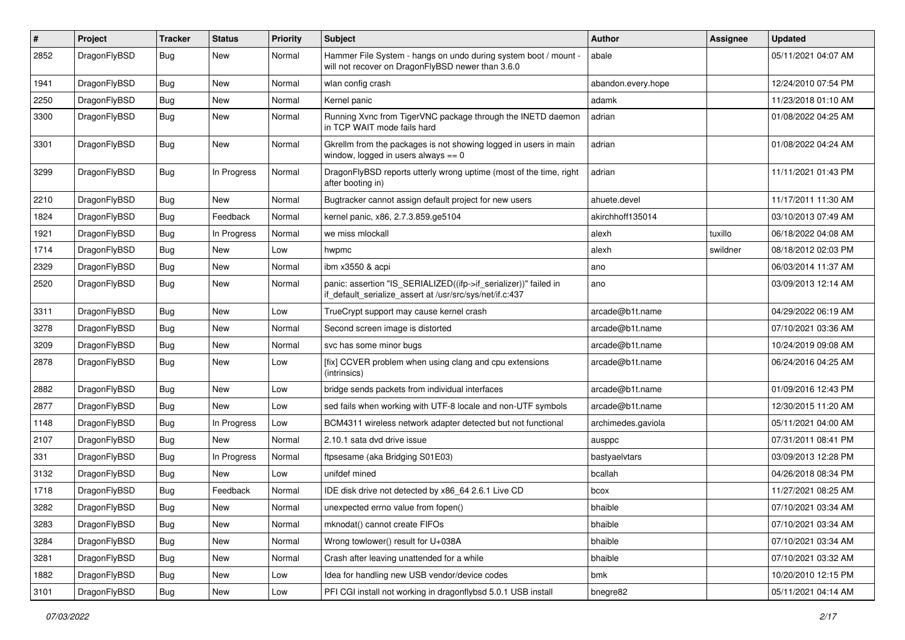| # | Project | Tracker | Status | Priority | Subject | Author | Assignee | Updated |
|---|---|---|---|---|---|---|---|---|
| 2852 | DragonFlyBSD | Bug | New | Normal | Hammer File System - hangs on undo during system boot / mount - will not recover on DragonFlyBSD newer than 3.6.0 | abale | | 05/11/2021 04:07 AM |
| 1941 | DragonFlyBSD | Bug | New | Normal | wlan config crash | abandon.every.hope | | 12/24/2010 07:54 PM |
| 2250 | DragonFlyBSD | Bug | New | Normal | Kernel panic | adamk | | 11/23/2018 01:10 AM |
| 3300 | DragonFlyBSD | Bug | New | Normal | Running Xvnc from TigerVNC package through the INETD daemon in TCP WAIT mode fails hard | adrian | | 01/08/2022 04:25 AM |
| 3301 | DragonFlyBSD | Bug | New | Normal | Gkrellm from the packages is not showing logged in users in main window, logged in users always == 0 | adrian | | 01/08/2022 04:24 AM |
| 3299 | DragonFlyBSD | Bug | In Progress | Normal | DragonFlyBSD reports utterly wrong uptime (most of the time, right after booting in) | adrian | | 11/11/2021 01:43 PM |
| 2210 | DragonFlyBSD | Bug | New | Normal | Bugtracker cannot assign default project for new users | ahuete.devel | | 11/17/2011 11:30 AM |
| 1824 | DragonFlyBSD | Bug | Feedback | Normal | kernel panic, x86, 2.7.3.859.ge5104 | akirchhoff135014 | | 03/10/2013 07:49 AM |
| 1921 | DragonFlyBSD | Bug | In Progress | Normal | we miss mlockall | alexh | tuxillo | 06/18/2022 04:08 AM |
| 1714 | DragonFlyBSD | Bug | New | Low | hwpmc | alexh | swildner | 08/18/2012 02:03 PM |
| 2329 | DragonFlyBSD | Bug | New | Normal | ibm x3550 & acpi | ano | | 06/03/2014 11:37 AM |
| 2520 | DragonFlyBSD | Bug | New | Normal | panic: assertion "IS_SERIALIZED((ifp->if_serializer))" failed in if_default_serialize_assert at /usr/src/sys/net/if.c:437 | ano | | 03/09/2013 12:14 AM |
| 3311 | DragonFlyBSD | Bug | New | Low | TrueCrypt support may cause kernel crash | arcade@b1t.name | | 04/29/2022 06:19 AM |
| 3278 | DragonFlyBSD | Bug | New | Normal | Second screen image is distorted | arcade@b1t.name | | 07/10/2021 03:36 AM |
| 3209 | DragonFlyBSD | Bug | New | Normal | svc has some minor bugs | arcade@b1t.name | | 10/24/2019 09:08 AM |
| 2878 | DragonFlyBSD | Bug | New | Low | [fix] CCVER problem when using clang and cpu extensions (intrinsics) | arcade@b1t.name | | 06/24/2016 04:25 AM |
| 2882 | DragonFlyBSD | Bug | New | Low | bridge sends packets from individual interfaces | arcade@b1t.name | | 01/09/2016 12:43 PM |
| 2877 | DragonFlyBSD | Bug | New | Low | sed fails when working with UTF-8 locale and non-UTF symbols | arcade@b1t.name | | 12/30/2015 11:20 AM |
| 1148 | DragonFlyBSD | Bug | In Progress | Low | BCM4311 wireless network adapter detected but not functional | archimedes.gaviola | | 05/11/2021 04:00 AM |
| 2107 | DragonFlyBSD | Bug | New | Normal | 2.10.1 sata dvd drive issue | ausppc | | 07/31/2011 08:41 PM |
| 331 | DragonFlyBSD | Bug | In Progress | Normal | ftpsesame (aka Bridging S01E03) | bastyaelvtars | | 03/09/2013 12:28 PM |
| 3132 | DragonFlyBSD | Bug | New | Low | unifdef mined | bcallah | | 04/26/2018 08:34 PM |
| 1718 | DragonFlyBSD | Bug | Feedback | Normal | IDE disk drive not detected by x86_64 2.6.1 Live CD | bcox | | 11/27/2021 08:25 AM |
| 3282 | DragonFlyBSD | Bug | New | Normal | unexpected errno value from fopen() | bhaible | | 07/10/2021 03:34 AM |
| 3283 | DragonFlyBSD | Bug | New | Normal | mknodat() cannot create FIFOs | bhaible | | 07/10/2021 03:34 AM |
| 3284 | DragonFlyBSD | Bug | New | Normal | Wrong towlower() result for U+038A | bhaible | | 07/10/2021 03:34 AM |
| 3281 | DragonFlyBSD | Bug | New | Normal | Crash after leaving unattended for a while | bhaible | | 07/10/2021 03:32 AM |
| 1882 | DragonFlyBSD | Bug | New | Low | Idea for handling new USB vendor/device codes | bmk | | 10/20/2010 12:15 PM |
| 3101 | DragonFlyBSD | Bug | New | Low | PFI CGI install not working in dragonflybsd 5.0.1 USB install | bnegre82 | | 05/11/2021 04:14 AM |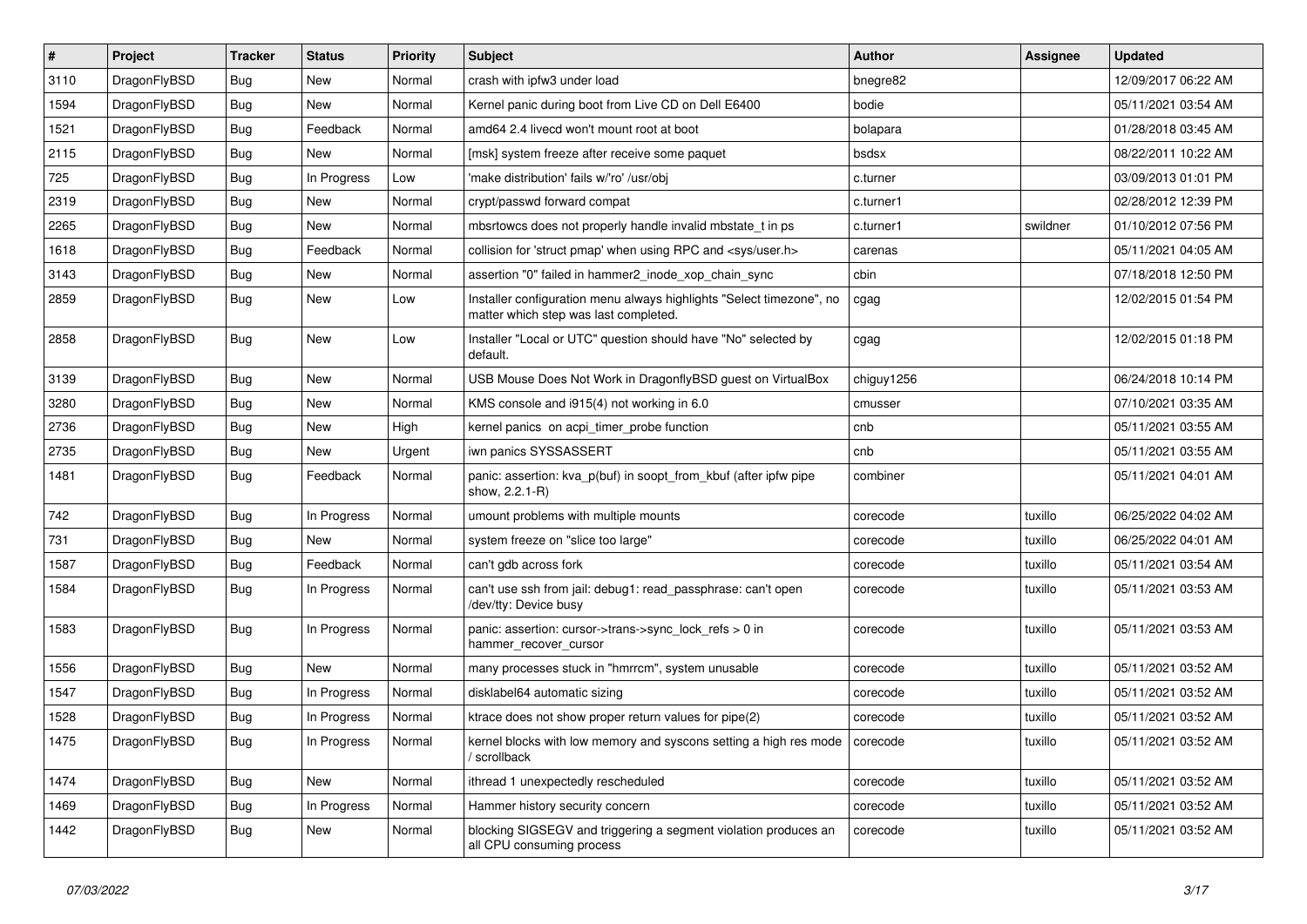| # | Project | Tracker | Status | Priority | Subject | Author | Assignee | Updated |
|---|---|---|---|---|---|---|---|---|
| 3110 | DragonFlyBSD | Bug | New | Normal | crash with ipfw3 under load | bnegre82 | | 12/09/2017 06:22 AM |
| 1594 | DragonFlyBSD | Bug | New | Normal | Kernel panic during boot from Live CD on Dell E6400 | bodie | | 05/11/2021 03:54 AM |
| 1521 | DragonFlyBSD | Bug | Feedback | Normal | amd64 2.4 livecd won't mount root at boot | bolapara | | 01/28/2018 03:45 AM |
| 2115 | DragonFlyBSD | Bug | New | Normal | [msk] system freeze after receive some paquet | bsdsx | | 08/22/2011 10:22 AM |
| 725 | DragonFlyBSD | Bug | In Progress | Low | 'make distribution' fails w/'ro' /usr/obj | c.turner | | 03/09/2013 01:01 PM |
| 2319 | DragonFlyBSD | Bug | New | Normal | crypt/passwd forward compat | c.turner1 | | 02/28/2012 12:39 PM |
| 2265 | DragonFlyBSD | Bug | New | Normal | mbsrtowcs does not properly handle invalid mbstate_t in ps | c.turner1 | swildner | 01/10/2012 07:56 PM |
| 1618 | DragonFlyBSD | Bug | Feedback | Normal | collision for 'struct pmap' when using RPC and <sys/user.h> | carenas | | 05/11/2021 04:05 AM |
| 3143 | DragonFlyBSD | Bug | New | Normal | assertion "0" failed in hammer2_inode_xop_chain_sync | cbin | | 07/18/2018 12:50 PM |
| 2859 | DragonFlyBSD | Bug | New | Low | Installer configuration menu always highlights "Select timezone", no matter which step was last completed. | cgag | | 12/02/2015 01:54 PM |
| 2858 | DragonFlyBSD | Bug | New | Low | Installer "Local or UTC" question should have "No" selected by default. | cgag | | 12/02/2015 01:18 PM |
| 3139 | DragonFlyBSD | Bug | New | Normal | USB Mouse Does Not Work in DragonflyBSD guest on VirtualBox | chiguy1256 | | 06/24/2018 10:14 PM |
| 3280 | DragonFlyBSD | Bug | New | Normal | KMS console and i915(4) not working in 6.0 | cmusser | | 07/10/2021 03:35 AM |
| 2736 | DragonFlyBSD | Bug | New | High | kernel panics on acpi_timer_probe function | cnb | | 05/11/2021 03:55 AM |
| 2735 | DragonFlyBSD | Bug | New | Urgent | iwn panics SYSSASSERT | cnb | | 05/11/2021 03:55 AM |
| 1481 | DragonFlyBSD | Bug | Feedback | Normal | panic: assertion: kva_p(buf) in soopt_from_kbuf (after ipfw pipe show, 2.2.1-R) | combiner | | 05/11/2021 04:01 AM |
| 742 | DragonFlyBSD | Bug | In Progress | Normal | umount problems with multiple mounts | corecode | tuxillo | 06/25/2022 04:02 AM |
| 731 | DragonFlyBSD | Bug | New | Normal | system freeze on "slice too large" | corecode | tuxillo | 06/25/2022 04:01 AM |
| 1587 | DragonFlyBSD | Bug | Feedback | Normal | can't gdb across fork | corecode | tuxillo | 05/11/2021 03:54 AM |
| 1584 | DragonFlyBSD | Bug | In Progress | Normal | can't use ssh from jail: debug1: read_passphrase: can't open /dev/tty: Device busy | corecode | tuxillo | 05/11/2021 03:53 AM |
| 1583 | DragonFlyBSD | Bug | In Progress | Normal | panic: assertion: cursor->trans->sync_lock_refs > 0 in hammer_recover_cursor | corecode | tuxillo | 05/11/2021 03:53 AM |
| 1556 | DragonFlyBSD | Bug | New | Normal | many processes stuck in "hmrrcm", system unusable | corecode | tuxillo | 05/11/2021 03:52 AM |
| 1547 | DragonFlyBSD | Bug | In Progress | Normal | disklabel64 automatic sizing | corecode | tuxillo | 05/11/2021 03:52 AM |
| 1528 | DragonFlyBSD | Bug | In Progress | Normal | ktrace does not show proper return values for pipe(2) | corecode | tuxillo | 05/11/2021 03:52 AM |
| 1475 | DragonFlyBSD | Bug | In Progress | Normal | kernel blocks with low memory and syscons setting a high res mode / scrollback | corecode | tuxillo | 05/11/2021 03:52 AM |
| 1474 | DragonFlyBSD | Bug | New | Normal | ithread 1 unexpectedly rescheduled | corecode | tuxillo | 05/11/2021 03:52 AM |
| 1469 | DragonFlyBSD | Bug | In Progress | Normal | Hammer history security concern | corecode | tuxillo | 05/11/2021 03:52 AM |
| 1442 | DragonFlyBSD | Bug | New | Normal | blocking SIGSEGV and triggering a segment violation produces an all CPU consuming process | corecode | tuxillo | 05/11/2021 03:52 AM |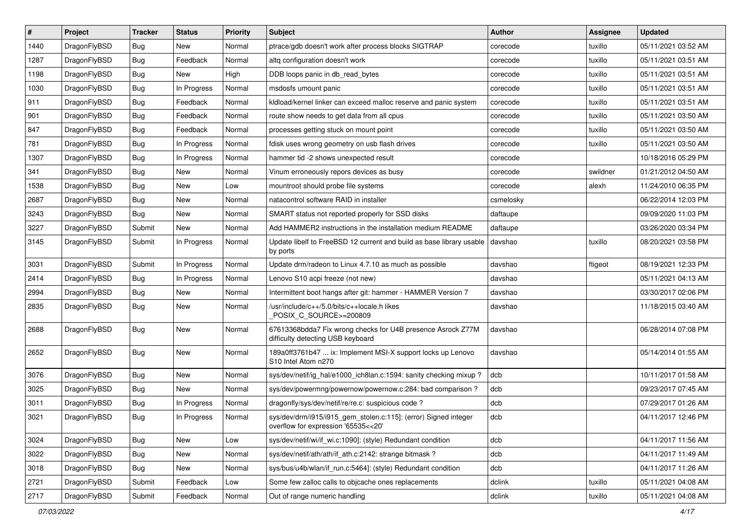| # | Project | Tracker | Status | Priority | Subject | Author | Assignee | Updated |
|---|---|---|---|---|---|---|---|---|
| 1440 | DragonFlyBSD | Bug | New | Normal | ptrace/gdb doesn't work after process blocks SIGTRAP | corecode | tuxillo | 05/11/2021 03:52 AM |
| 1287 | DragonFlyBSD | Bug | Feedback | Normal | altq configuration doesn't work | corecode | tuxillo | 05/11/2021 03:51 AM |
| 1198 | DragonFlyBSD | Bug | New | High | DDB loops panic in db_read_bytes | corecode | tuxillo | 05/11/2021 03:51 AM |
| 1030 | DragonFlyBSD | Bug | In Progress | Normal | msdosfs umount panic | corecode | tuxillo | 05/11/2021 03:51 AM |
| 911 | DragonFlyBSD | Bug | Feedback | Normal | kldload/kernel linker can exceed malloc reserve and panic system | corecode | tuxillo | 05/11/2021 03:51 AM |
| 901 | DragonFlyBSD | Bug | Feedback | Normal | route show needs to get data from all cpus | corecode | tuxillo | 05/11/2021 03:50 AM |
| 847 | DragonFlyBSD | Bug | Feedback | Normal | processes getting stuck on mount point | corecode | tuxillo | 05/11/2021 03:50 AM |
| 781 | DragonFlyBSD | Bug | In Progress | Normal | fdisk uses wrong geometry on usb flash drives | corecode | tuxillo | 05/11/2021 03:50 AM |
| 1307 | DragonFlyBSD | Bug | In Progress | Normal | hammer tid -2 shows unexpected result | corecode | | 10/18/2016 05:29 PM |
| 341 | DragonFlyBSD | Bug | New | Normal | Vinum erroneously repors devices as busy | corecode | swildner | 01/21/2012 04:50 AM |
| 1538 | DragonFlyBSD | Bug | New | Low | mountroot should probe file systems | corecode | alexh | 11/24/2010 06:35 PM |
| 2687 | DragonFlyBSD | Bug | New | Normal | natacontrol software RAID in installer | csmelosky | | 06/22/2014 12:03 PM |
| 3243 | DragonFlyBSD | Bug | New | Normal | SMART status not reported properly for SSD disks | daftaupe | | 09/09/2020 11:03 PM |
| 3227 | DragonFlyBSD | Submit | New | Normal | Add HAMMER2 instructions in the installation medium README | daftaupe | | 03/26/2020 03:34 PM |
| 3145 | DragonFlyBSD | Submit | In Progress | Normal | Update libelf to FreeBSD 12 current and build as base library usable by ports | davshao | tuxillo | 08/20/2021 03:58 PM |
| 3031 | DragonFlyBSD | Submit | In Progress | Normal | Update drm/radeon to Linux 4.7.10 as much as possible | davshao | ftigeot | 08/19/2021 12:33 PM |
| 2414 | DragonFlyBSD | Bug | In Progress | Normal | Lenovo S10 acpi freeze (not new) | davshao | | 05/11/2021 04:13 AM |
| 2994 | DragonFlyBSD | Bug | New | Normal | Intermittent boot hangs after git: hammer - HAMMER Version 7 | davshao | | 03/30/2017 02:06 PM |
| 2835 | DragonFlyBSD | Bug | New | Normal | /usr/include/c++/5.0/bits/c++locale.h likes _POSIX_C_SOURCE>=200809 | davshao | | 11/18/2015 03:40 AM |
| 2688 | DragonFlyBSD | Bug | New | Normal | 67613368bdda7 Fix wrong checks for U4B presence Asrock Z77M difficulty detecting USB keyboard | davshao | | 06/28/2014 07:08 PM |
| 2652 | DragonFlyBSD | Bug | New | Normal | 189a0ff3761b47 ... ix: Implement MSI-X support locks up Lenovo S10 Intel Atom n270 | davshao | | 05/14/2014 01:55 AM |
| 3076 | DragonFlyBSD | Bug | New | Normal | sys/dev/netif/ig_hal/e1000_ich8lan.c:1594: sanity checking mixup ? | dcb | | 10/11/2017 01:58 AM |
| 3025 | DragonFlyBSD | Bug | New | Normal | sys/dev/powermng/powernow/powernow.c:284: bad comparison ? | dcb | | 09/23/2017 07:45 AM |
| 3011 | DragonFlyBSD | Bug | In Progress | Normal | dragonfly/sys/dev/netif/re/re.c: suspicious code ? | dcb | | 07/29/2017 01:26 AM |
| 3021 | DragonFlyBSD | Bug | In Progress | Normal | sys/dev/drm/i915/i915_gem_stolen.c:115]: (error) Signed integer overflow for expression '65535<<20' | dcb | | 04/11/2017 12:46 PM |
| 3024 | DragonFlyBSD | Bug | New | Low | sys/dev/netif/wi/if_wi.c:1090]: (style) Redundant condition | dcb | | 04/11/2017 11:56 AM |
| 3022 | DragonFlyBSD | Bug | New | Normal | sys/dev/netif/ath/ath/if_ath.c:2142: strange bitmask ? | dcb | | 04/11/2017 11:49 AM |
| 3018 | DragonFlyBSD | Bug | New | Normal | sys/bus/u4b/wlan/if_run.c:5464]: (style) Redundant condition | dcb | | 04/11/2017 11:26 AM |
| 2721 | DragonFlyBSD | Submit | Feedback | Low | Some few zalloc calls to objcache ones replacements | dclink | tuxillo | 05/11/2021 04:08 AM |
| 2717 | DragonFlyBSD | Submit | Feedback | Normal | Out of range numeric handling | dclink | tuxillo | 05/11/2021 04:08 AM |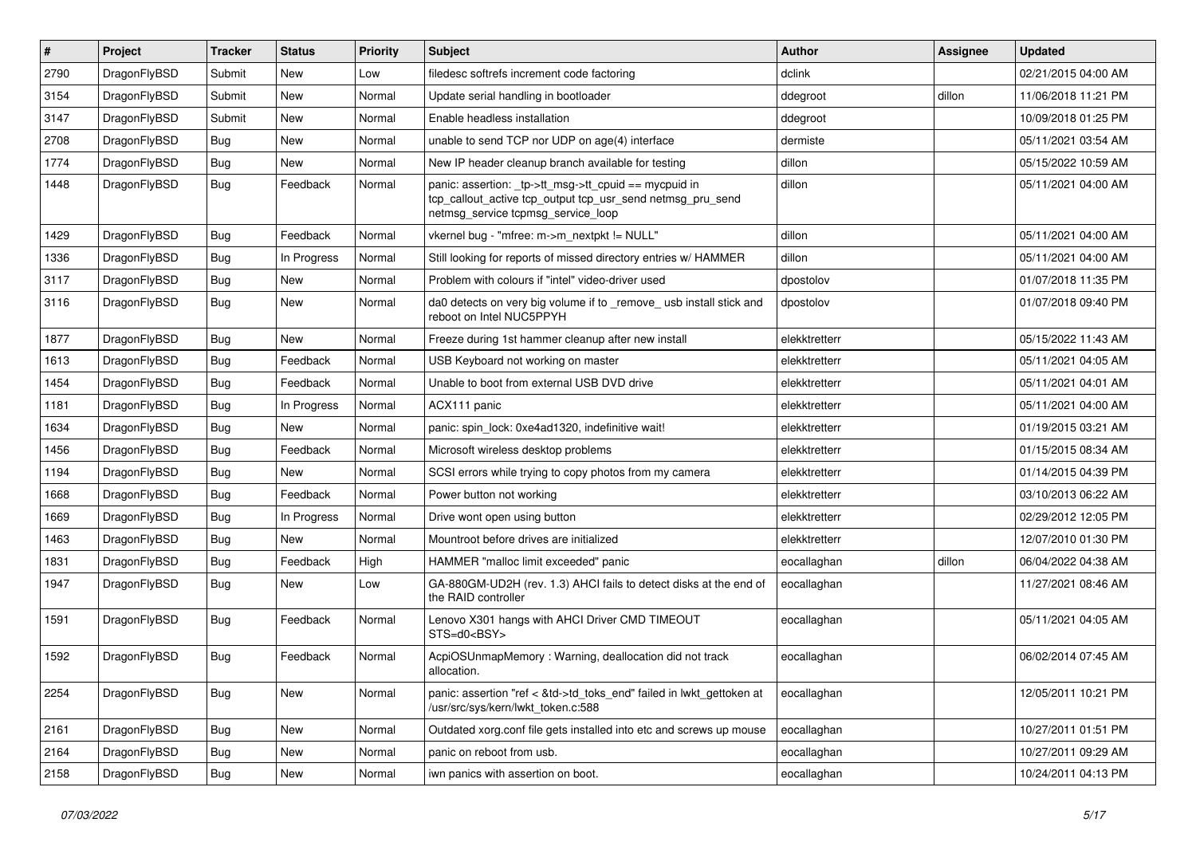| # | Project | Tracker | Status | Priority | Subject | Author | Assignee | Updated |
|---|---|---|---|---|---|---|---|---|
| 2790 | DragonFlyBSD | Submit | New | Low | filedesc softrefs increment code factoring | dclink | | 02/21/2015 04:00 AM |
| 3154 | DragonFlyBSD | Submit | New | Normal | Update serial handling in bootloader | ddegroot | dillon | 11/06/2018 11:21 PM |
| 3147 | DragonFlyBSD | Submit | New | Normal | Enable headless installation | ddegroot | | 10/09/2018 01:25 PM |
| 2708 | DragonFlyBSD | Bug | New | Normal | unable to send TCP nor UDP on age(4) interface | dermiste | | 05/11/2021 03:54 AM |
| 1774 | DragonFlyBSD | Bug | New | Normal | New IP header cleanup branch available for testing | dillon | | 05/15/2022 10:59 AM |
| 1448 | DragonFlyBSD | Bug | Feedback | Normal | panic: assertion: _tp->tt_msg->tt_cpuid == mycpuid in tcp_callout_active tcp_output tcp_usr_send netmsg_pru_send netmsg_service tcpmsg_service_loop | dillon | | 05/11/2021 04:00 AM |
| 1429 | DragonFlyBSD | Bug | Feedback | Normal | vkernel bug - "mfree: m->m_nextpkt != NULL" | dillon | | 05/11/2021 04:00 AM |
| 1336 | DragonFlyBSD | Bug | In Progress | Normal | Still looking for reports of missed directory entries w/ HAMMER | dillon | | 05/11/2021 04:00 AM |
| 3117 | DragonFlyBSD | Bug | New | Normal | Problem with colours if "intel" video-driver used | dpostolov | | 01/07/2018 11:35 PM |
| 3116 | DragonFlyBSD | Bug | New | Normal | da0 detects on very big volume if to _remove_ usb install stick and reboot on Intel NUC5PPYH | dpostolov | | 01/07/2018 09:40 PM |
| 1877 | DragonFlyBSD | Bug | New | Normal | Freeze during 1st hammer cleanup after new install | elekktretterr | | 05/15/2022 11:43 AM |
| 1613 | DragonFlyBSD | Bug | Feedback | Normal | USB Keyboard not working on master | elekktretterr | | 05/11/2021 04:05 AM |
| 1454 | DragonFlyBSD | Bug | Feedback | Normal | Unable to boot from external USB DVD drive | elekktretterr | | 05/11/2021 04:01 AM |
| 1181 | DragonFlyBSD | Bug | In Progress | Normal | ACX111 panic | elekktretterr | | 05/11/2021 04:00 AM |
| 1634 | DragonFlyBSD | Bug | New | Normal | panic: spin_lock: 0xe4ad1320, indefinitive wait! | elekktretterr | | 01/19/2015 03:21 AM |
| 1456 | DragonFlyBSD | Bug | Feedback | Normal | Microsoft wireless desktop problems | elekktretterr | | 01/15/2015 08:34 AM |
| 1194 | DragonFlyBSD | Bug | New | Normal | SCSI errors while trying to copy photos from my camera | elekktretterr | | 01/14/2015 04:39 PM |
| 1668 | DragonFlyBSD | Bug | Feedback | Normal | Power button not working | elekktretterr | | 03/10/2013 06:22 AM |
| 1669 | DragonFlyBSD | Bug | In Progress | Normal | Drive wont open using button | elekktretterr | | 02/29/2012 12:05 PM |
| 1463 | DragonFlyBSD | Bug | New | Normal | Mountroot before drives are initialized | elekktretterr | | 12/07/2010 01:30 PM |
| 1831 | DragonFlyBSD | Bug | Feedback | High | HAMMER "malloc limit exceeded" panic | eocallaghan | dillon | 06/04/2022 04:38 AM |
| 1947 | DragonFlyBSD | Bug | New | Low | GA-880GM-UD2H (rev. 1.3) AHCI fails to detect disks at the end of the RAID controller | eocallaghan | | 11/27/2021 08:46 AM |
| 1591 | DragonFlyBSD | Bug | Feedback | Normal | Lenovo X301 hangs with AHCI Driver CMD TIMEOUT STS=d0<BSY> | eocallaghan | | 05/11/2021 04:05 AM |
| 1592 | DragonFlyBSD | Bug | Feedback | Normal | AcpiOSUnmapMemory : Warning, deallocation did not track allocation. | eocallaghan | | 06/02/2014 07:45 AM |
| 2254 | DragonFlyBSD | Bug | New | Normal | panic: assertion "ref < &td->td_toks_end" failed in lwkt_gettoken at /usr/src/sys/kern/lwkt_token.c:588 | eocallaghan | | 12/05/2011 10:21 PM |
| 2161 | DragonFlyBSD | Bug | New | Normal | Outdated xorg.conf file gets installed into etc and screws up mouse | eocallaghan | | 10/27/2011 01:51 PM |
| 2164 | DragonFlyBSD | Bug | New | Normal | panic on reboot from usb. | eocallaghan | | 10/27/2011 09:29 AM |
| 2158 | DragonFlyBSD | Bug | New | Normal | iwn panics with assertion on boot. | eocallaghan | | 10/24/2011 04:13 PM |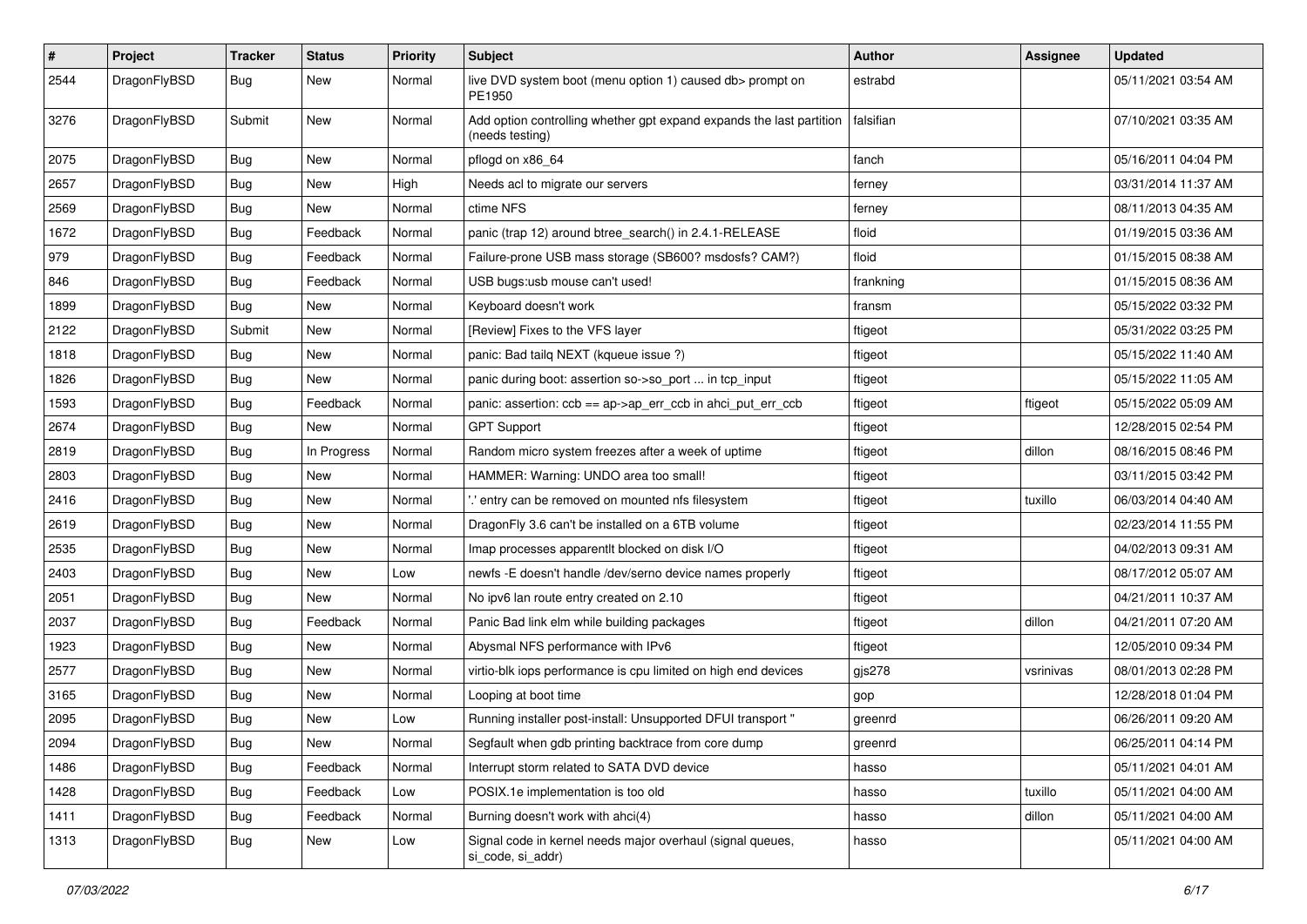| # | Project | Tracker | Status | Priority | Subject | Author | Assignee | Updated |
| --- | --- | --- | --- | --- | --- | --- | --- | --- |
| 2544 | DragonFlyBSD | Bug | New | Normal | live DVD system boot (menu option 1) caused db> prompt on PE1950 | estrabd | | 05/11/2021 03:54 AM |
| 3276 | DragonFlyBSD | Submit | New | Normal | Add option controlling whether gpt expand expands the last partition (needs testing) | falsifian | | 07/10/2021 03:35 AM |
| 2075 | DragonFlyBSD | Bug | New | Normal | pflogd on x86_64 | fanch | | 05/16/2011 04:04 PM |
| 2657 | DragonFlyBSD | Bug | New | High | Needs acl to migrate our servers | ferney | | 03/31/2014 11:37 AM |
| 2569 | DragonFlyBSD | Bug | New | Normal | ctime NFS | ferney | | 08/11/2013 04:35 AM |
| 1672 | DragonFlyBSD | Bug | Feedback | Normal | panic (trap 12) around btree_search() in 2.4.1-RELEASE | floid | | 01/19/2015 03:36 AM |
| 979 | DragonFlyBSD | Bug | Feedback | Normal | Failure-prone USB mass storage (SB600? msdosfs? CAM?) | floid | | 01/15/2015 08:38 AM |
| 846 | DragonFlyBSD | Bug | Feedback | Normal | USB bugs:usb mouse can't used! | frankning | | 01/15/2015 08:36 AM |
| 1899 | DragonFlyBSD | Bug | New | Normal | Keyboard doesn't work | fransm | | 05/15/2022 03:32 PM |
| 2122 | DragonFlyBSD | Submit | New | Normal | [Review] Fixes to the VFS layer | ftigeot | | 05/31/2022 03:25 PM |
| 1818 | DragonFlyBSD | Bug | New | Normal | panic: Bad tailq NEXT (kqueue issue ?) | ftigeot | | 05/15/2022 11:40 AM |
| 1826 | DragonFlyBSD | Bug | New | Normal | panic during boot: assertion so->so_port ... in tcp_input | ftigeot | | 05/15/2022 11:05 AM |
| 1593 | DragonFlyBSD | Bug | Feedback | Normal | panic: assertion: ccb == ap->ap_err_ccb in ahci_put_err_ccb | ftigeot | ftigeot | 05/15/2022 05:09 AM |
| 2674 | DragonFlyBSD | Bug | New | Normal | GPT Support | ftigeot | | 12/28/2015 02:54 PM |
| 2819 | DragonFlyBSD | Bug | In Progress | Normal | Random micro system freezes after a week of uptime | ftigeot | dillon | 08/16/2015 08:46 PM |
| 2803 | DragonFlyBSD | Bug | New | Normal | HAMMER: Warning: UNDO area too small! | ftigeot | | 03/11/2015 03:42 PM |
| 2416 | DragonFlyBSD | Bug | New | Normal | '.' entry can be removed on mounted nfs filesystem | ftigeot | tuxillo | 06/03/2014 04:40 AM |
| 2619 | DragonFlyBSD | Bug | New | Normal | DragonFly 3.6 can't be installed on a 6TB volume | ftigeot | | 02/23/2014 11:55 PM |
| 2535 | DragonFlyBSD | Bug | New | Normal | Imap processes apparentlt blocked on disk I/O | ftigeot | | 04/02/2013 09:31 AM |
| 2403 | DragonFlyBSD | Bug | New | Low | newfs -E doesn't handle /dev/serno device names properly | ftigeot | | 08/17/2012 05:07 AM |
| 2051 | DragonFlyBSD | Bug | New | Normal | No ipv6 lan route entry created on 2.10 | ftigeot | | 04/21/2011 10:37 AM |
| 2037 | DragonFlyBSD | Bug | Feedback | Normal | Panic Bad link elm while building packages | ftigeot | dillon | 04/21/2011 07:20 AM |
| 1923 | DragonFlyBSD | Bug | New | Normal | Abysmal NFS performance with IPv6 | ftigeot | | 12/05/2010 09:34 PM |
| 2577 | DragonFlyBSD | Bug | New | Normal | virtio-blk iops performance is cpu limited on high end devices | gjs278 | vsrinivas | 08/01/2013 02:28 PM |
| 3165 | DragonFlyBSD | Bug | New | Normal | Looping at boot time | gop | | 12/28/2018 01:04 PM |
| 2095 | DragonFlyBSD | Bug | New | Low | Running installer post-install: Unsupported DFUI transport " | greenrd | | 06/26/2011 09:20 AM |
| 2094 | DragonFlyBSD | Bug | New | Normal | Segfault when gdb printing backtrace from core dump | greenrd | | 06/25/2011 04:14 PM |
| 1486 | DragonFlyBSD | Bug | Feedback | Normal | Interrupt storm related to SATA DVD device | hasso | | 05/11/2021 04:01 AM |
| 1428 | DragonFlyBSD | Bug | Feedback | Low | POSIX.1e implementation is too old | hasso | tuxillo | 05/11/2021 04:00 AM |
| 1411 | DragonFlyBSD | Bug | Feedback | Normal | Burning doesn't work with ahci(4) | hasso | dillon | 05/11/2021 04:00 AM |
| 1313 | DragonFlyBSD | Bug | New | Low | Signal code in kernel needs major overhaul (signal queues, si_code, si_addr) | hasso | | 05/11/2021 04:00 AM |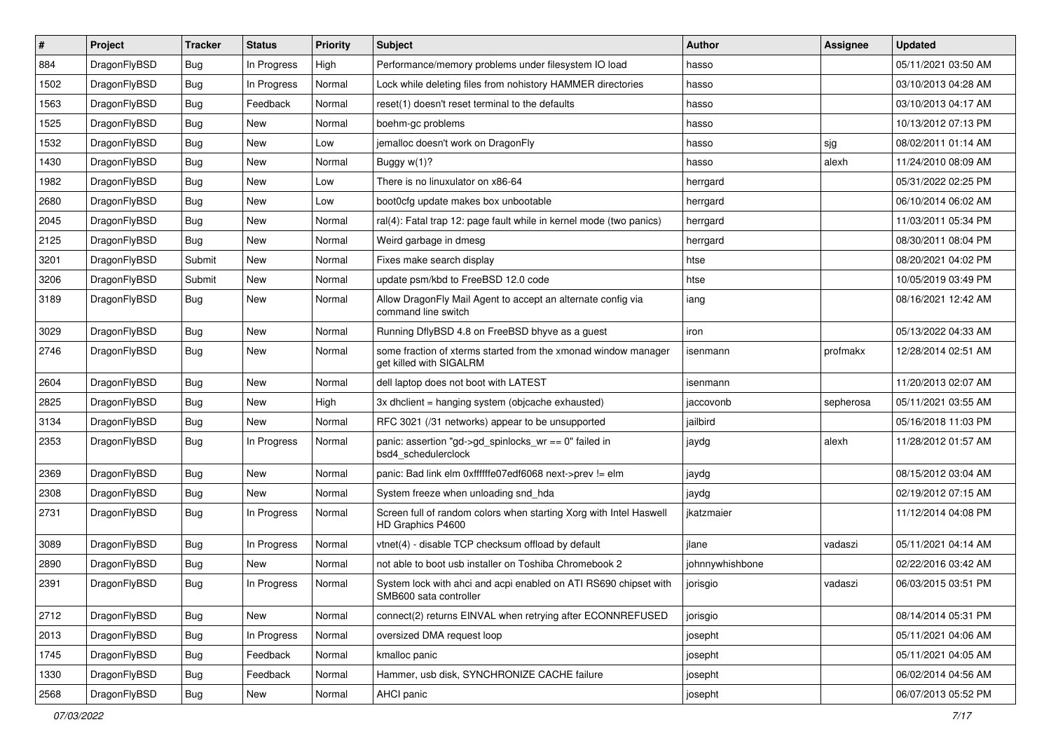| # | Project | Tracker | Status | Priority | Subject | Author | Assignee | Updated |
|---|---|---|---|---|---|---|---|---|
| 884 | DragonFlyBSD | Bug | In Progress | High | Performance/memory problems under filesystem IO load | hasso | | 05/11/2021 03:50 AM |
| 1502 | DragonFlyBSD | Bug | In Progress | Normal | Lock while deleting files from nohistory HAMMER directories | hasso | | 03/10/2013 04:28 AM |
| 1563 | DragonFlyBSD | Bug | Feedback | Normal | reset(1) doesn't reset terminal to the defaults | hasso | | 03/10/2013 04:17 AM |
| 1525 | DragonFlyBSD | Bug | New | Normal | boehm-gc problems | hasso | | 10/13/2012 07:13 PM |
| 1532 | DragonFlyBSD | Bug | New | Low | jemalloc doesn't work on DragonFly | hasso | sjg | 08/02/2011 01:14 AM |
| 1430 | DragonFlyBSD | Bug | New | Normal | Buggy w(1)? | hasso | alexh | 11/24/2010 08:09 AM |
| 1982 | DragonFlyBSD | Bug | New | Low | There is no linuxulator on x86-64 | herrgard | | 05/31/2022 02:25 PM |
| 2680 | DragonFlyBSD | Bug | New | Low | boot0cfg update makes box unbootable | herrgard | | 06/10/2014 06:02 AM |
| 2045 | DragonFlyBSD | Bug | New | Normal | ral(4): Fatal trap 12: page fault while in kernel mode (two panics) | herrgard | | 11/03/2011 05:34 PM |
| 2125 | DragonFlyBSD | Bug | New | Normal | Weird garbage in dmesg | herrgard | | 08/30/2011 08:04 PM |
| 3201 | DragonFlyBSD | Submit | New | Normal | Fixes make search display | htse | | 08/20/2021 04:02 PM |
| 3206 | DragonFlyBSD | Submit | New | Normal | update psm/kbd to FreeBSD 12.0 code | htse | | 10/05/2019 03:49 PM |
| 3189 | DragonFlyBSD | Bug | New | Normal | Allow DragonFly Mail Agent to accept an alternate config via command line switch | iang | | 08/16/2021 12:42 AM |
| 3029 | DragonFlyBSD | Bug | New | Normal | Running DflyBSD 4.8 on FreeBSD bhyve as a guest | iron | | 05/13/2022 04:33 AM |
| 2746 | DragonFlyBSD | Bug | New | Normal | some fraction of xterms started from the xmonad window manager get killed with SIGALRM | isenmann | profmakx | 12/28/2014 02:51 AM |
| 2604 | DragonFlyBSD | Bug | New | Normal | dell laptop does not boot with LATEST | isenmann | | 11/20/2013 02:07 AM |
| 2825 | DragonFlyBSD | Bug | New | High | 3x dhclient = hanging system (objcache exhausted) | jaccovonb | sepherosa | 05/11/2021 03:55 AM |
| 3134 | DragonFlyBSD | Bug | New | Normal | RFC 3021 (/31 networks) appear to be unsupported | jailbird | | 05/16/2018 11:03 PM |
| 2353 | DragonFlyBSD | Bug | In Progress | Normal | panic: assertion "gd->gd_spinlocks_wr == 0" failed in bsd4_schedulerclock | jaydg | alexh | 11/28/2012 01:57 AM |
| 2369 | DragonFlyBSD | Bug | New | Normal | panic: Bad link elm 0xffffffe07edf6068 next->prev != elm | jaydg | | 08/15/2012 03:04 AM |
| 2308 | DragonFlyBSD | Bug | New | Normal | System freeze when unloading snd_hda | jaydg | | 02/19/2012 07:15 AM |
| 2731 | DragonFlyBSD | Bug | In Progress | Normal | Screen full of random colors when starting Xorg with Intel Haswell HD Graphics P4600 | jkatzmaier | | 11/12/2014 04:08 PM |
| 3089 | DragonFlyBSD | Bug | In Progress | Normal | vtnet(4) - disable TCP checksum offload by default | jlane | vadaszi | 05/11/2021 04:14 AM |
| 2890 | DragonFlyBSD | Bug | New | Normal | not able to boot usb installer on Toshiba Chromebook 2 | johnnywhishbone | | 02/22/2016 03:42 AM |
| 2391 | DragonFlyBSD | Bug | In Progress | Normal | System lock with ahci and acpi enabled on ATI RS690 chipset with SMB600 sata controller | jorisgio | vadaszi | 06/03/2015 03:51 PM |
| 2712 | DragonFlyBSD | Bug | New | Normal | connect(2) returns EINVAL when retrying after ECONNREFUSED | jorisgio | | 08/14/2014 05:31 PM |
| 2013 | DragonFlyBSD | Bug | In Progress | Normal | oversized DMA request loop | josepht | | 05/11/2021 04:06 AM |
| 1745 | DragonFlyBSD | Bug | Feedback | Normal | kmalloc panic | josepht | | 05/11/2021 04:05 AM |
| 1330 | DragonFlyBSD | Bug | Feedback | Normal | Hammer, usb disk, SYNCHRONIZE CACHE failure | josepht | | 06/02/2014 04:56 AM |
| 2568 | DragonFlyBSD | Bug | New | Normal | AHCI panic | josepht | | 06/07/2013 05:52 PM |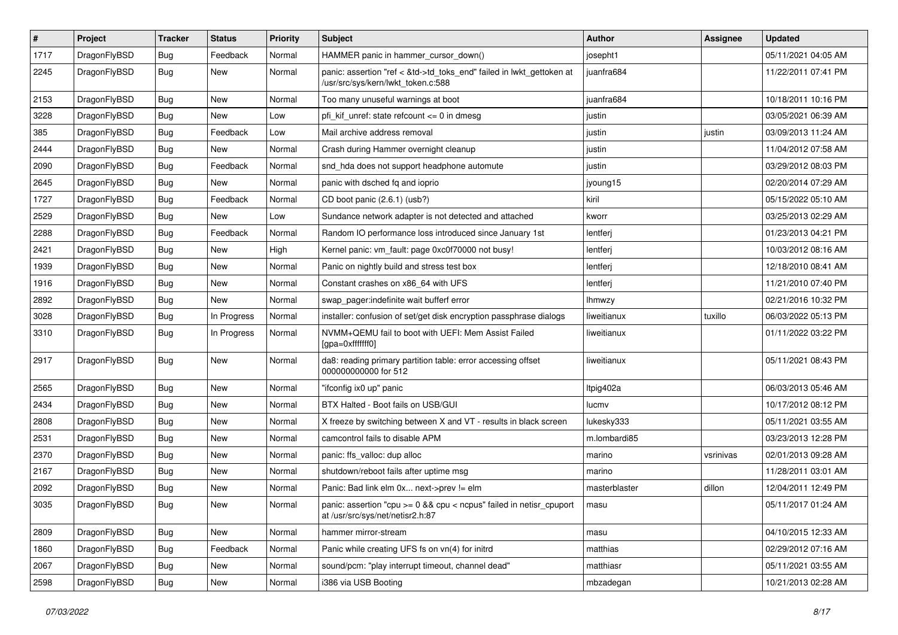| # | Project | Tracker | Status | Priority | Subject | Author | Assignee | Updated |
|---|---|---|---|---|---|---|---|---|
| 1717 | DragonFlyBSD | Bug | Feedback | Normal | HAMMER panic in hammer_cursor_down() | josepht1 | | 05/11/2021 04:05 AM |
| 2245 | DragonFlyBSD | Bug | New | Normal | panic: assertion "ref < &td->td_toks_end" failed in lwkt_gettoken at /usr/src/sys/kern/lwkt_token.c:588 | juanfra684 | | 11/22/2011 07:41 PM |
| 2153 | DragonFlyBSD | Bug | New | Normal | Too many unuseful warnings at boot | juanfra684 | | 10/18/2011 10:16 PM |
| 3228 | DragonFlyBSD | Bug | New | Low | pfi_kif_unref: state refcount <= 0 in dmesg | justin | | 03/05/2021 06:39 AM |
| 385 | DragonFlyBSD | Bug | Feedback | Low | Mail archive address removal | justin | justin | 03/09/2013 11:24 AM |
| 2444 | DragonFlyBSD | Bug | New | Normal | Crash during Hammer overnight cleanup | justin | | 11/04/2012 07:58 AM |
| 2090 | DragonFlyBSD | Bug | Feedback | Normal | snd_hda does not support headphone automute | justin | | 03/29/2012 08:03 PM |
| 2645 | DragonFlyBSD | Bug | New | Normal | panic with dsched fq and ioprio | jyoung15 | | 02/20/2014 07:29 AM |
| 1727 | DragonFlyBSD | Bug | Feedback | Normal | CD boot panic (2.6.1) (usb?) | kiril | | 05/15/2022 05:10 AM |
| 2529 | DragonFlyBSD | Bug | New | Low | Sundance network adapter is not detected and attached | kworr | | 03/25/2013 02:29 AM |
| 2288 | DragonFlyBSD | Bug | Feedback | Normal | Random IO performance loss introduced since January 1st | lentferj | | 01/23/2013 04:21 PM |
| 2421 | DragonFlyBSD | Bug | New | High | Kernel panic: vm_fault: page 0xc0f70000 not busy! | lentferj | | 10/03/2012 08:16 AM |
| 1939 | DragonFlyBSD | Bug | New | Normal | Panic on nightly build and stress test box | lentferj | | 12/18/2010 08:41 AM |
| 1916 | DragonFlyBSD | Bug | New | Normal | Constant crashes on x86_64 with UFS | lentferj | | 11/21/2010 07:40 PM |
| 2892 | DragonFlyBSD | Bug | New | Normal | swap_pager:indefinite wait bufferf error | lhmwzy | | 02/21/2016 10:32 PM |
| 3028 | DragonFlyBSD | Bug | In Progress | Normal | installer: confusion of set/get disk encryption passphrase dialogs | liweitianux | tuxillo | 06/03/2022 05:13 PM |
| 3310 | DragonFlyBSD | Bug | In Progress | Normal | NVMM+QEMU fail to boot with UEFI: Mem Assist Failed [gpa=0xfffffff0] | liweitianux | | 01/11/2022 03:22 PM |
| 2917 | DragonFlyBSD | Bug | New | Normal | da8: reading primary partition table: error accessing offset 000000000000 for 512 | liweitianux | | 05/11/2021 08:43 PM |
| 2565 | DragonFlyBSD | Bug | New | Normal | "ifconfig ix0 up" panic | ltpig402a | | 06/03/2013 05:46 AM |
| 2434 | DragonFlyBSD | Bug | New | Normal | BTX Halted - Boot fails on USB/GUI | lucmv | | 10/17/2012 08:12 PM |
| 2808 | DragonFlyBSD | Bug | New | Normal | X freeze by switching between X and VT - results in black screen | lukesky333 | | 05/11/2021 03:55 AM |
| 2531 | DragonFlyBSD | Bug | New | Normal | camcontrol fails to disable APM | m.lombardi85 | | 03/23/2013 12:28 PM |
| 2370 | DragonFlyBSD | Bug | New | Normal | panic: ffs_valloc: dup alloc | marino | vsrinivas | 02/01/2013 09:28 AM |
| 2167 | DragonFlyBSD | Bug | New | Normal | shutdown/reboot fails after uptime msg | marino | | 11/28/2011 03:01 AM |
| 2092 | DragonFlyBSD | Bug | New | Normal | Panic: Bad link elm 0x... next->prev != elm | masterblaster | dillon | 12/04/2011 12:49 PM |
| 3035 | DragonFlyBSD | Bug | New | Normal | panic: assertion "cpu >= 0 && cpu < ncpus" failed in netisr_cpuport at /usr/src/sys/net/netisr2.h:87 | masu | | 05/11/2017 01:24 AM |
| 2809 | DragonFlyBSD | Bug | New | Normal | hammer mirror-stream | masu | | 04/10/2015 12:33 AM |
| 1860 | DragonFlyBSD | Bug | Feedback | Normal | Panic while creating UFS fs on vn(4) for initrd | matthias | | 02/29/2012 07:16 AM |
| 2067 | DragonFlyBSD | Bug | New | Normal | sound/pcm: "play interrupt timeout, channel dead" | matthiasr | | 05/11/2021 03:55 AM |
| 2598 | DragonFlyBSD | Bug | New | Normal | i386 via USB Booting | mbzadegan | | 10/21/2013 02:28 AM |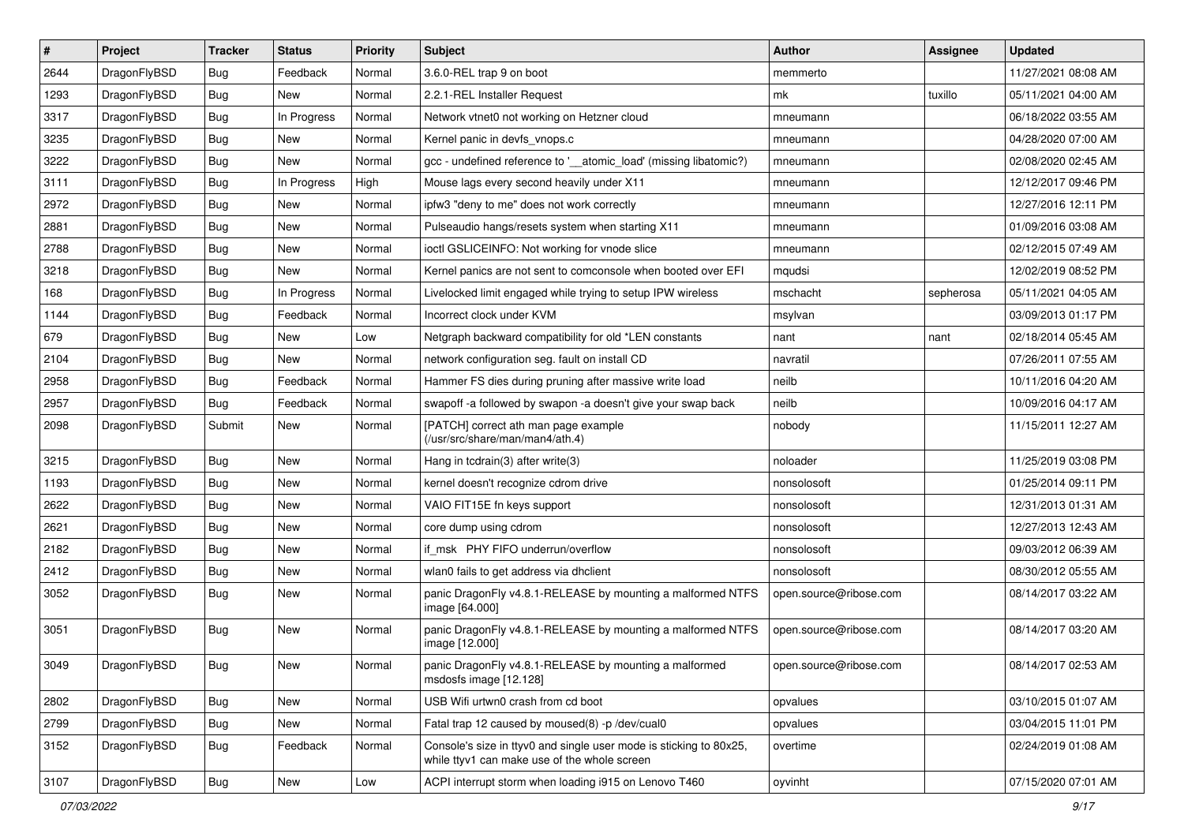| # | Project | Tracker | Status | Priority | Subject | Author | Assignee | Updated |
|---|---|---|---|---|---|---|---|---|
| 2644 | DragonFlyBSD | Bug | Feedback | Normal | 3.6.0-REL trap 9 on boot | memmerto | | 11/27/2021 08:08 AM |
| 1293 | DragonFlyBSD | Bug | New | Normal | 2.2.1-REL Installer Request | mk | tuxillo | 05/11/2021 04:00 AM |
| 3317 | DragonFlyBSD | Bug | In Progress | Normal | Network vtnet0 not working on Hetzner cloud | mneumann | | 06/18/2022 03:55 AM |
| 3235 | DragonFlyBSD | Bug | New | Normal | Kernel panic in devfs_vnops.c | mneumann | | 04/28/2020 07:00 AM |
| 3222 | DragonFlyBSD | Bug | New | Normal | gcc - undefined reference to '__atomic_load' (missing libatomic?) | mneumann | | 02/08/2020 02:45 AM |
| 3111 | DragonFlyBSD | Bug | In Progress | High | Mouse lags every second heavily under X11 | mneumann | | 12/12/2017 09:46 PM |
| 2972 | DragonFlyBSD | Bug | New | Normal | ipfw3 "deny to me" does not work correctly | mneumann | | 12/27/2016 12:11 PM |
| 2881 | DragonFlyBSD | Bug | New | Normal | Pulseaudio hangs/resets system when starting X11 | mneumann | | 01/09/2016 03:08 AM |
| 2788 | DragonFlyBSD | Bug | New | Normal | ioctl GSLICEINFO: Not working for vnode slice | mneumann | | 02/12/2015 07:49 AM |
| 3218 | DragonFlyBSD | Bug | New | Normal | Kernel panics are not sent to comconsole when booted over EFI | mqudsi | | 12/02/2019 08:52 PM |
| 168 | DragonFlyBSD | Bug | In Progress | Normal | Livelocked limit engaged while trying to setup IPW wireless | mschacht | sepherosa | 05/11/2021 04:05 AM |
| 1144 | DragonFlyBSD | Bug | Feedback | Normal | Incorrect clock under KVM | msylvan | | 03/09/2013 01:17 PM |
| 679 | DragonFlyBSD | Bug | New | Low | Netgraph backward compatibility for old *LEN constants | nant | nant | 02/18/2014 05:45 AM |
| 2104 | DragonFlyBSD | Bug | New | Normal | network configuration seg. fault on install CD | navratil | | 07/26/2011 07:55 AM |
| 2958 | DragonFlyBSD | Bug | Feedback | Normal | Hammer FS dies during pruning after massive write load | neilb | | 10/11/2016 04:20 AM |
| 2957 | DragonFlyBSD | Bug | Feedback | Normal | swapoff -a followed by swapon -a doesn't give your swap back | neilb | | 10/09/2016 04:17 AM |
| 2098 | DragonFlyBSD | Submit | New | Normal | [PATCH] correct ath man page example (/usr/src/share/man/man4/ath.4) | nobody | | 11/15/2011 12:27 AM |
| 3215 | DragonFlyBSD | Bug | New | Normal | Hang in tcdrain(3) after write(3) | noloader | | 11/25/2019 03:08 PM |
| 1193 | DragonFlyBSD | Bug | New | Normal | kernel doesn't recognize cdrom drive | nonsolosoft | | 01/25/2014 09:11 PM |
| 2622 | DragonFlyBSD | Bug | New | Normal | VAIO FIT15E fn keys support | nonsolosoft | | 12/31/2013 01:31 AM |
| 2621 | DragonFlyBSD | Bug | New | Normal | core dump using cdrom | nonsolosoft | | 12/27/2013 12:43 AM |
| 2182 | DragonFlyBSD | Bug | New | Normal | if_msk PHY FIFO underrun/overflow | nonsolosoft | | 09/03/2012 06:39 AM |
| 2412 | DragonFlyBSD | Bug | New | Normal | wlan0 fails to get address via dhclient | nonsolosoft | | 08/30/2012 05:55 AM |
| 3052 | DragonFlyBSD | Bug | New | Normal | panic DragonFly v4.8.1-RELEASE by mounting a malformed NTFS image [64.000] | open.source@ribose.com | | 08/14/2017 03:22 AM |
| 3051 | DragonFlyBSD | Bug | New | Normal | panic DragonFly v4.8.1-RELEASE by mounting a malformed NTFS image [12.000] | open.source@ribose.com | | 08/14/2017 03:20 AM |
| 3049 | DragonFlyBSD | Bug | New | Normal | panic DragonFly v4.8.1-RELEASE by mounting a malformed msdosfs image [12.128] | open.source@ribose.com | | 08/14/2017 02:53 AM |
| 2802 | DragonFlyBSD | Bug | New | Normal | USB Wifi urtwn0 crash from cd boot | opvalues | | 03/10/2015 01:07 AM |
| 2799 | DragonFlyBSD | Bug | New | Normal | Fatal trap 12 caused by moused(8) -p /dev/cual0 | opvalues | | 03/04/2015 11:01 PM |
| 3152 | DragonFlyBSD | Bug | Feedback | Normal | Console's size in ttyv0 and single user mode is sticking to 80x25, while ttyv1 can make use of the whole screen | overtime | | 02/24/2019 01:08 AM |
| 3107 | DragonFlyBSD | Bug | New | Low | ACPI interrupt storm when loading i915 on Lenovo T460 | oyvinht | | 07/15/2020 07:01 AM |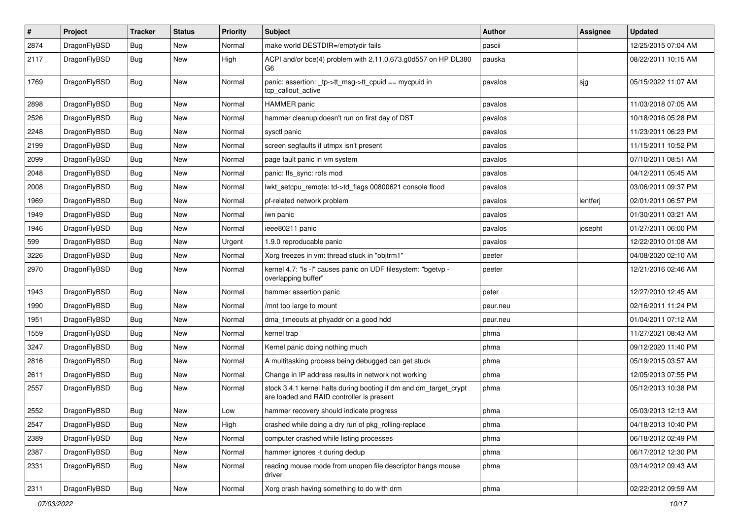| # | Project | Tracker | Status | Priority | Subject | Author | Assignee | Updated |
|---|---|---|---|---|---|---|---|---|
| 2874 | DragonFlyBSD | Bug | New | Normal | make world DESTDIR=/emptydir fails | pascii | | 12/25/2015 07:04 AM |
| 2117 | DragonFlyBSD | Bug | New | High | ACPI and/or bce(4) problem with 2.11.0.673.g0d557 on HP DL380 G6 | pauska | | 08/22/2011 10:15 AM |
| 1769 | DragonFlyBSD | Bug | New | Normal | panic: assertion: _tp->tt_msg->tt_cpuid == mycpuid in tcp_callout_active | pavalos | sjg | 05/15/2022 11:07 AM |
| 2898 | DragonFlyBSD | Bug | New | Normal | HAMMER panic | pavalos | | 11/03/2018 07:05 AM |
| 2526 | DragonFlyBSD | Bug | New | Normal | hammer cleanup doesn't run on first day of DST | pavalos | | 10/18/2016 05:28 PM |
| 2248 | DragonFlyBSD | Bug | New | Normal | sysctl panic | pavalos | | 11/23/2011 06:23 PM |
| 2199 | DragonFlyBSD | Bug | New | Normal | screen segfaults if utmpx isn't present | pavalos | | 11/15/2011 10:52 PM |
| 2099 | DragonFlyBSD | Bug | New | Normal | page fault panic in vm system | pavalos | | 07/10/2011 08:51 AM |
| 2048 | DragonFlyBSD | Bug | New | Normal | panic: ffs_sync: rofs mod | pavalos | | 04/12/2011 05:45 AM |
| 2008 | DragonFlyBSD | Bug | New | Normal | lwkt_setcpu_remote: td->td_flags 00800621 console flood | pavalos | | 03/06/2011 09:37 PM |
| 1969 | DragonFlyBSD | Bug | New | Normal | pf-related network problem | pavalos | lentferj | 02/01/2011 06:57 PM |
| 1949 | DragonFlyBSD | Bug | New | Normal | iwn panic | pavalos | | 01/30/2011 03:21 AM |
| 1946 | DragonFlyBSD | Bug | New | Normal | ieee80211 panic | pavalos | josepht | 01/27/2011 06:00 PM |
| 599 | DragonFlyBSD | Bug | New | Urgent | 1.9.0 reproducable panic | pavalos | | 12/22/2010 01:08 AM |
| 3226 | DragonFlyBSD | Bug | New | Normal | Xorg freezes in vm: thread stuck in "objtrm1" | peeter | | 04/08/2020 02:10 AM |
| 2970 | DragonFlyBSD | Bug | New | Normal | kernel 4.7: "ls -l" causes panic on UDF filesystem: "bgetvp - overlapping buffer" | peeter | | 12/21/2016 02:46 AM |
| 1943 | DragonFlyBSD | Bug | New | Normal | hammer assertion panic | peter | | 12/27/2010 12:45 AM |
| 1990 | DragonFlyBSD | Bug | New | Normal | /mnt too large to mount | peur.neu | | 02/16/2011 11:24 PM |
| 1951 | DragonFlyBSD | Bug | New | Normal | dma_timeouts at phyaddr on a good hdd | peur.neu | | 01/04/2011 07:12 AM |
| 1559 | DragonFlyBSD | Bug | New | Normal | kernel trap | phma | | 11/27/2021 08:43 AM |
| 3247 | DragonFlyBSD | Bug | New | Normal | Kernel panic doing nothing much | phma | | 09/12/2020 11:40 PM |
| 2816 | DragonFlyBSD | Bug | New | Normal | A multitasking process being debugged can get stuck | phma | | 05/19/2015 03:57 AM |
| 2611 | DragonFlyBSD | Bug | New | Normal | Change in IP address results in network not working | phma | | 12/05/2013 07:55 PM |
| 2557 | DragonFlyBSD | Bug | New | Normal | stock 3.4.1 kernel halts during booting if dm and dm_target_crypt are loaded and RAID controller is present | phma | | 05/12/2013 10:38 PM |
| 2552 | DragonFlyBSD | Bug | New | Low | hammer recovery should indicate progress | phma | | 05/03/2013 12:13 AM |
| 2547 | DragonFlyBSD | Bug | New | High | crashed while doing a dry run of pkg_rolling-replace | phma | | 04/18/2013 10:40 PM |
| 2389 | DragonFlyBSD | Bug | New | Normal | computer crashed while listing processes | phma | | 06/18/2012 02:49 PM |
| 2387 | DragonFlyBSD | Bug | New | Normal | hammer ignores -t during dedup | phma | | 06/17/2012 12:30 PM |
| 2331 | DragonFlyBSD | Bug | New | Normal | reading mouse mode from unopen file descriptor hangs mouse driver | phma | | 03/14/2012 09:43 AM |
| 2311 | DragonFlyBSD | Bug | New | Normal | Xorg crash having something to do with drm | phma | | 02/22/2012 09:59 AM |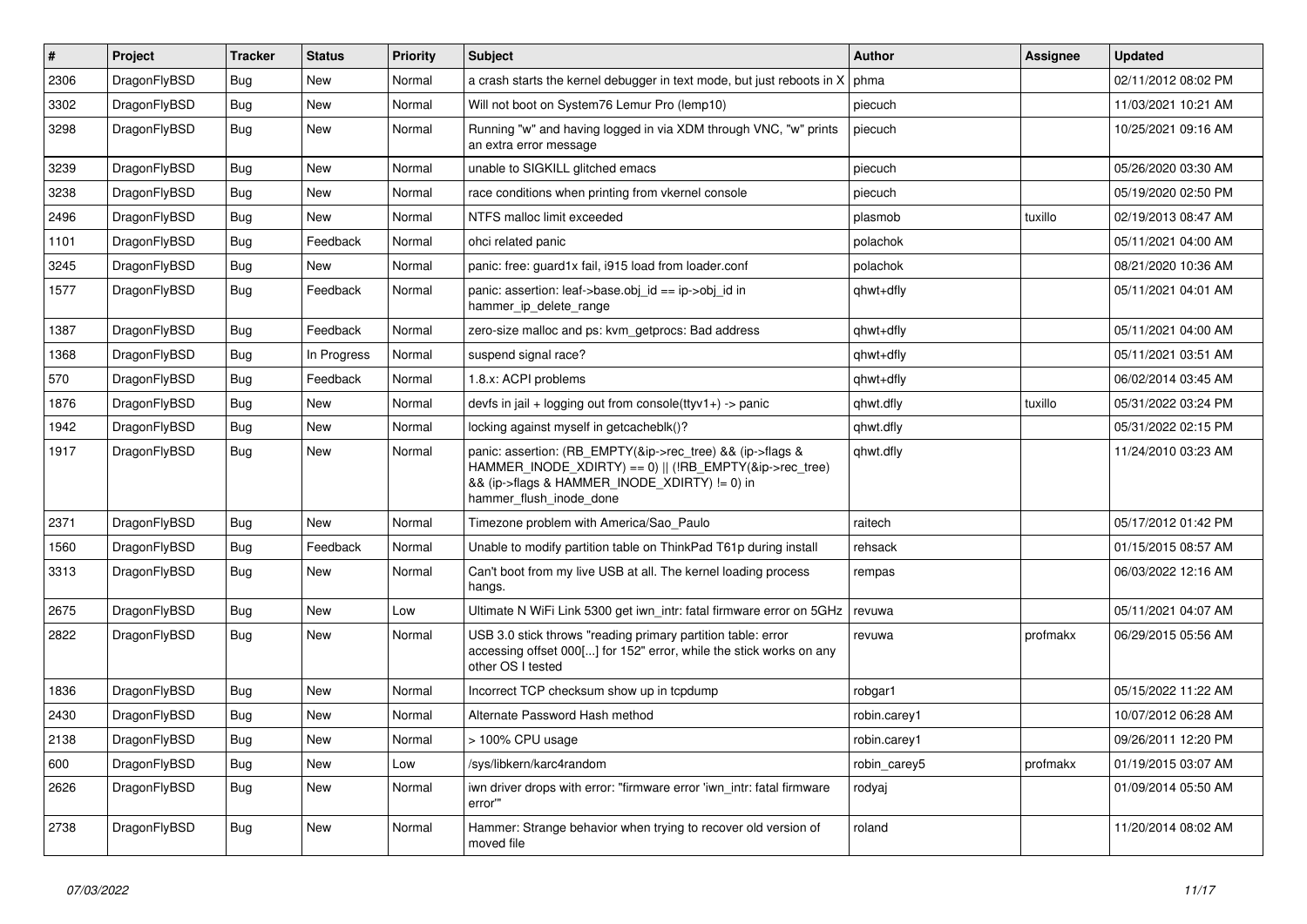| # | Project | Tracker | Status | Priority | Subject | Author | Assignee | Updated |
|---|---|---|---|---|---|---|---|---|
| 2306 | DragonFlyBSD | Bug | New | Normal | a crash starts the kernel debugger in text mode, but just reboots in X | phma | | 02/11/2012 08:02 PM |
| 3302 | DragonFlyBSD | Bug | New | Normal | Will not boot on System76 Lemur Pro (lemp10) | piecuch | | 11/03/2021 10:21 AM |
| 3298 | DragonFlyBSD | Bug | New | Normal | Running "w" and having logged in via XDM through VNC, "w" prints an extra error message | piecuch | | 10/25/2021 09:16 AM |
| 3239 | DragonFlyBSD | Bug | New | Normal | unable to SIGKILL glitched emacs | piecuch | | 05/26/2020 03:30 AM |
| 3238 | DragonFlyBSD | Bug | New | Normal | race conditions when printing from vkernel console | piecuch | | 05/19/2020 02:50 PM |
| 2496 | DragonFlyBSD | Bug | New | Normal | NTFS malloc limit exceeded | plasmob | tuxillo | 02/19/2013 08:47 AM |
| 1101 | DragonFlyBSD | Bug | Feedback | Normal | ohci related panic | polachok | | 05/11/2021 04:00 AM |
| 3245 | DragonFlyBSD | Bug | New | Normal | panic: free: guard1x fail, i915 load from loader.conf | polachok | | 08/21/2020 10:36 AM |
| 1577 | DragonFlyBSD | Bug | Feedback | Normal | panic: assertion: leaf->base.obj_id == ip->obj_id in hammer_ip_delete_range | qhwt+dfly | | 05/11/2021 04:01 AM |
| 1387 | DragonFlyBSD | Bug | Feedback | Normal | zero-size malloc and ps: kvm_getprocs: Bad address | qhwt+dfly | | 05/11/2021 04:00 AM |
| 1368 | DragonFlyBSD | Bug | In Progress | Normal | suspend signal race? | qhwt+dfly | | 05/11/2021 03:51 AM |
| 570 | DragonFlyBSD | Bug | Feedback | Normal | 1.8.x: ACPI problems | qhwt+dfly | | 06/02/2014 03:45 AM |
| 1876 | DragonFlyBSD | Bug | New | Normal | devfs in jail + logging out from console(ttyv1+) -> panic | qhwt.dfly | tuxillo | 05/31/2022 03:24 PM |
| 1942 | DragonFlyBSD | Bug | New | Normal | locking against myself in getcacheblk()? | qhwt.dfly | | 05/31/2022 02:15 PM |
| 1917 | DragonFlyBSD | Bug | New | Normal | panic: assertion: (RB_EMPTY(&ip->rec_tree) && (ip->flags & HAMMER_INODE_XDIRTY) == 0) \|\| (!RB_EMPTY(&ip->rec_tree) && (ip->flags & HAMMER_INODE_XDIRTY) != 0) in hammer_flush_inode_done | qhwt.dfly | | 11/24/2010 03:23 AM |
| 2371 | DragonFlyBSD | Bug | New | Normal | Timezone problem with America/Sao_Paulo | raitech | | 05/17/2012 01:42 PM |
| 1560 | DragonFlyBSD | Bug | Feedback | Normal | Unable to modify partition table on ThinkPad T61p during install | rehsack | | 01/15/2015 08:57 AM |
| 3313 | DragonFlyBSD | Bug | New | Normal | Can't boot from my live USB at all. The kernel loading process hangs. | rempas | | 06/03/2022 12:16 AM |
| 2675 | DragonFlyBSD | Bug | New | Low | Ultimate N WiFi Link 5300 get iwn_intr: fatal firmware error on 5GHz | revuwa | | 05/11/2021 04:07 AM |
| 2822 | DragonFlyBSD | Bug | New | Normal | USB 3.0 stick throws "reading primary partition table: error accessing offset 000[...] for 152" error, while the stick works on any other OS I tested | revuwa | profmakx | 06/29/2015 05:56 AM |
| 1836 | DragonFlyBSD | Bug | New | Normal | Incorrect TCP checksum show up in tcpdump | robgar1 | | 05/15/2022 11:22 AM |
| 2430 | DragonFlyBSD | Bug | New | Normal | Alternate Password Hash method | robin.carey1 | | 10/07/2012 06:28 AM |
| 2138 | DragonFlyBSD | Bug | New | Normal | > 100% CPU usage | robin.carey1 | | 09/26/2011 12:20 PM |
| 600 | DragonFlyBSD | Bug | New | Low | /sys/libkern/karc4random | robin_carey5 | profmakx | 01/19/2015 03:07 AM |
| 2626 | DragonFlyBSD | Bug | New | Normal | iwn driver drops with error: "firmware error 'iwn_intr: fatal firmware error'" | rodyaj | | 01/09/2014 05:50 AM |
| 2738 | DragonFlyBSD | Bug | New | Normal | Hammer: Strange behavior when trying to recover old version of moved file | roland | | 11/20/2014 08:02 AM |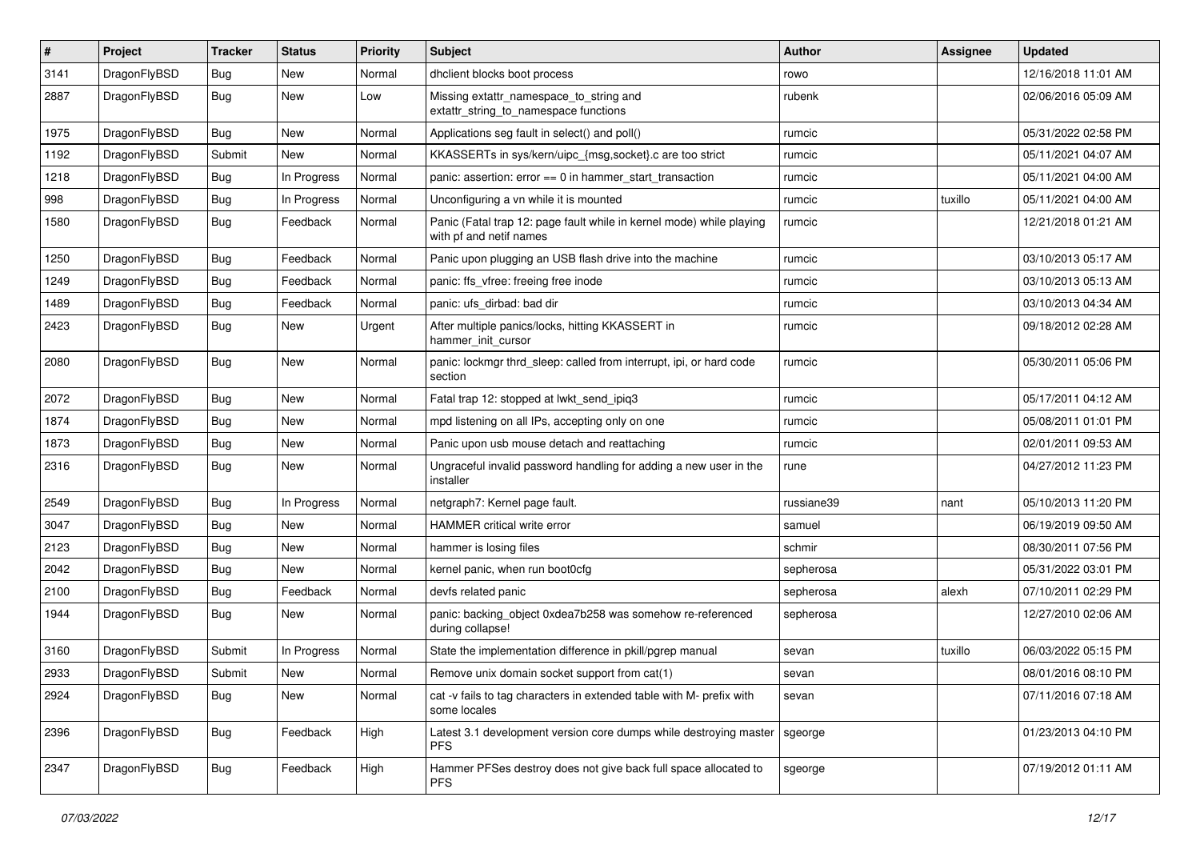| # | Project | Tracker | Status | Priority | Subject | Author | Assignee | Updated |
|---|---|---|---|---|---|---|---|---|
| 3141 | DragonFlyBSD | Bug | New | Normal | dhclient blocks boot process | rowo | | 12/16/2018 11:01 AM |
| 2887 | DragonFlyBSD | Bug | New | Low | Missing extattr_namespace_to_string and extattr_string_to_namespace functions | rubenk | | 02/06/2016 05:09 AM |
| 1975 | DragonFlyBSD | Bug | New | Normal | Applications seg fault in select() and poll() | rumcic | | 05/31/2022 02:58 PM |
| 1192 | DragonFlyBSD | Submit | New | Normal | KKASSERTs in sys/kern/uipc_{msg,socket}.c are too strict | rumcic | | 05/11/2021 04:07 AM |
| 1218 | DragonFlyBSD | Bug | In Progress | Normal | panic: assertion: error == 0 in hammer_start_transaction | rumcic | | 05/11/2021 04:00 AM |
| 998 | DragonFlyBSD | Bug | In Progress | Normal | Unconfiguring a vn while it is mounted | rumcic | tuxillo | 05/11/2021 04:00 AM |
| 1580 | DragonFlyBSD | Bug | Feedback | Normal | Panic (Fatal trap 12: page fault while in kernel mode) while playing with pf and netif names | rumcic | | 12/21/2018 01:21 AM |
| 1250 | DragonFlyBSD | Bug | Feedback | Normal | Panic upon plugging an USB flash drive into the machine | rumcic | | 03/10/2013 05:17 AM |
| 1249 | DragonFlyBSD | Bug | Feedback | Normal | panic: ffs_vfree: freeing free inode | rumcic | | 03/10/2013 05:13 AM |
| 1489 | DragonFlyBSD | Bug | Feedback | Normal | panic: ufs_dirbad: bad dir | rumcic | | 03/10/2013 04:34 AM |
| 2423 | DragonFlyBSD | Bug | New | Urgent | After multiple panics/locks, hitting KKASSERT in hammer_init_cursor | rumcic | | 09/18/2012 02:28 AM |
| 2080 | DragonFlyBSD | Bug | New | Normal | panic: lockmgr thrd_sleep: called from interrupt, ipi, or hard code section | rumcic | | 05/30/2011 05:06 PM |
| 2072 | DragonFlyBSD | Bug | New | Normal | Fatal trap 12: stopped at lwkt_send_ipiq3 | rumcic | | 05/17/2011 04:12 AM |
| 1874 | DragonFlyBSD | Bug | New | Normal | mpd listening on all IPs, accepting only on one | rumcic | | 05/08/2011 01:01 PM |
| 1873 | DragonFlyBSD | Bug | New | Normal | Panic upon usb mouse detach and reattaching | rumcic | | 02/01/2011 09:53 AM |
| 2316 | DragonFlyBSD | Bug | New | Normal | Ungraceful invalid password handling for adding a new user in the installer | rune | | 04/27/2012 11:23 PM |
| 2549 | DragonFlyBSD | Bug | In Progress | Normal | netgraph7: Kernel page fault. | russiane39 | nant | 05/10/2013 11:20 PM |
| 3047 | DragonFlyBSD | Bug | New | Normal | HAMMER critical write error | samuel | | 06/19/2019 09:50 AM |
| 2123 | DragonFlyBSD | Bug | New | Normal | hammer is losing files | schmir | | 08/30/2011 07:56 PM |
| 2042 | DragonFlyBSD | Bug | New | Normal | kernel panic, when run boot0cfg | sepherosa | | 05/31/2022 03:01 PM |
| 2100 | DragonFlyBSD | Bug | Feedback | Normal | devfs related panic | sepherosa | alexh | 07/10/2011 02:29 PM |
| 1944 | DragonFlyBSD | Bug | New | Normal | panic: backing_object 0xdea7b258 was somehow re-referenced during collapse! | sepherosa | | 12/27/2010 02:06 AM |
| 3160 | DragonFlyBSD | Submit | In Progress | Normal | State the implementation difference in pkill/pgrep manual | sevan | tuxillo | 06/03/2022 05:15 PM |
| 2933 | DragonFlyBSD | Submit | New | Normal | Remove unix domain socket support from cat(1) | sevan | | 08/01/2016 08:10 PM |
| 2924 | DragonFlyBSD | Bug | New | Normal | cat -v fails to tag characters in extended table with M- prefix with some locales | sevan | | 07/11/2016 07:18 AM |
| 2396 | DragonFlyBSD | Bug | Feedback | High | Latest 3.1 development version core dumps while destroying master PFS | sgeorge | | 01/23/2013 04:10 PM |
| 2347 | DragonFlyBSD | Bug | Feedback | High | Hammer PFSes destroy does not give back full space allocated to PFS | sgeorge | | 07/19/2012 01:11 AM |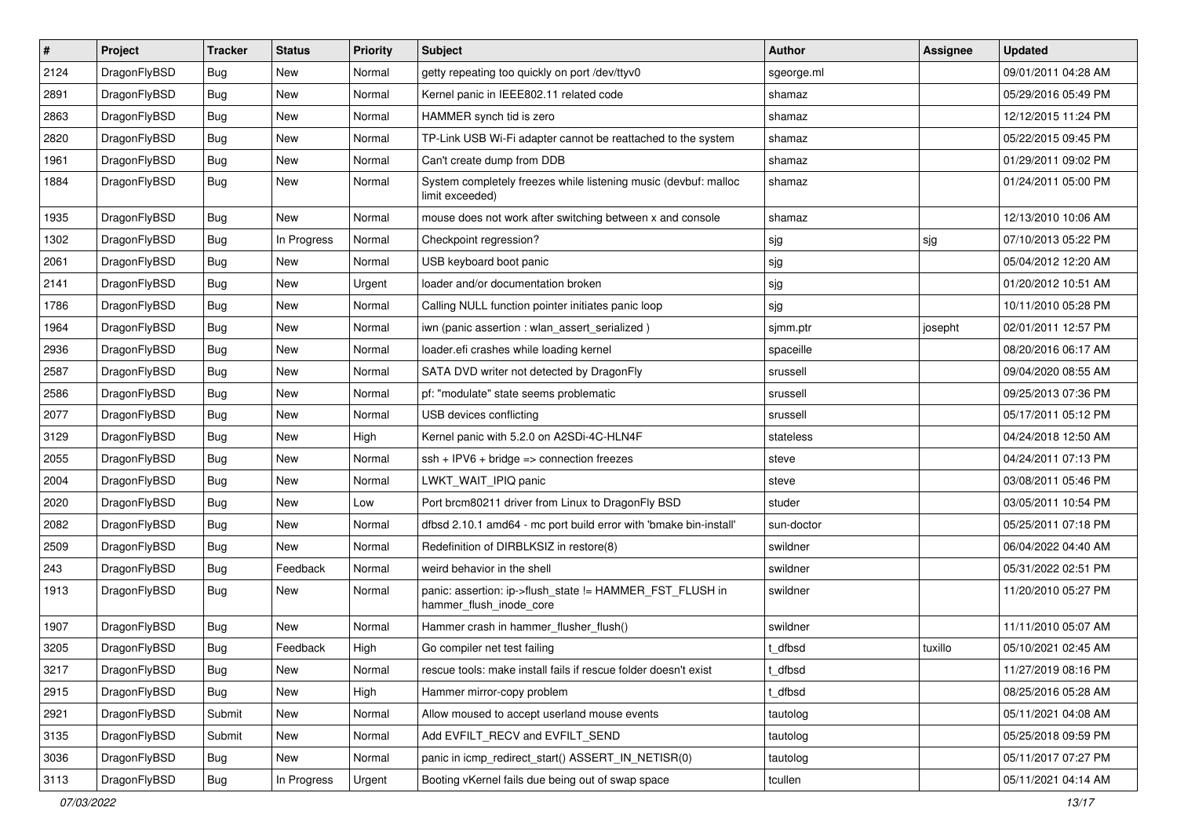| # | Project | Tracker | Status | Priority | Subject | Author | Assignee | Updated |
|---|---|---|---|---|---|---|---|---|
| 2124 | DragonFlyBSD | Bug | New | Normal | getty repeating too quickly on port /dev/ttyv0 | sgeorge.ml | | 09/01/2011 04:28 AM |
| 2891 | DragonFlyBSD | Bug | New | Normal | Kernel panic in IEEE802.11 related code | shamaz | | 05/29/2016 05:49 PM |
| 2863 | DragonFlyBSD | Bug | New | Normal | HAMMER synch tid is zero | shamaz | | 12/12/2015 11:24 PM |
| 2820 | DragonFlyBSD | Bug | New | Normal | TP-Link USB Wi-Fi adapter cannot be reattached to the system | shamaz | | 05/22/2015 09:45 PM |
| 1961 | DragonFlyBSD | Bug | New | Normal | Can't create dump from DDB | shamaz | | 01/29/2011 09:02 PM |
| 1884 | DragonFlyBSD | Bug | New | Normal | System completely freezes while listening music (devbuf: malloc limit exceeded) | shamaz | | 01/24/2011 05:00 PM |
| 1935 | DragonFlyBSD | Bug | New | Normal | mouse does not work after switching between x and console | shamaz | | 12/13/2010 10:06 AM |
| 1302 | DragonFlyBSD | Bug | In Progress | Normal | Checkpoint regression? | sjg | sjg | 07/10/2013 05:22 PM |
| 2061 | DragonFlyBSD | Bug | New | Normal | USB keyboard boot panic | sjg | | 05/04/2012 12:20 AM |
| 2141 | DragonFlyBSD | Bug | New | Urgent | loader and/or documentation broken | sjg | | 01/20/2012 10:51 AM |
| 1786 | DragonFlyBSD | Bug | New | Normal | Calling NULL function pointer initiates panic loop | sjg | | 10/11/2010 05:28 PM |
| 1964 | DragonFlyBSD | Bug | New | Normal | iwn (panic assertion : wlan_assert_serialized ) | sjmm.ptr | josepht | 02/01/2011 12:57 PM |
| 2936 | DragonFlyBSD | Bug | New | Normal | loader.efi crashes while loading kernel | spaceille | | 08/20/2016 06:17 AM |
| 2587 | DragonFlyBSD | Bug | New | Normal | SATA DVD writer not detected by DragonFly | srussell | | 09/04/2020 08:55 AM |
| 2586 | DragonFlyBSD | Bug | New | Normal | pf: "modulate" state seems problematic | srussell | | 09/25/2013 07:36 PM |
| 2077 | DragonFlyBSD | Bug | New | Normal | USB devices conflicting | srussell | | 05/17/2011 05:12 PM |
| 3129 | DragonFlyBSD | Bug | New | High | Kernel panic with 5.2.0 on A2SDi-4C-HLN4F | stateless | | 04/24/2018 12:50 AM |
| 2055 | DragonFlyBSD | Bug | New | Normal | ssh + IPV6 + bridge => connection freezes | steve | | 04/24/2011 07:13 PM |
| 2004 | DragonFlyBSD | Bug | New | Normal | LWKT_WAIT_IPIQ panic | steve | | 03/08/2011 05:46 PM |
| 2020 | DragonFlyBSD | Bug | New | Low | Port brcm80211 driver from Linux to DragonFly BSD | studer | | 03/05/2011 10:54 PM |
| 2082 | DragonFlyBSD | Bug | New | Normal | dfbsd 2.10.1 amd64 - mc port build error with 'bmake bin-install' | sun-doctor | | 05/25/2011 07:18 PM |
| 2509 | DragonFlyBSD | Bug | New | Normal | Redefinition of DIRBLKSIZ in restore(8) | swildner | | 06/04/2022 04:40 AM |
| 243 | DragonFlyBSD | Bug | Feedback | Normal | weird behavior in the shell | swildner | | 05/31/2022 02:51 PM |
| 1913 | DragonFlyBSD | Bug | New | Normal | panic: assertion: ip->flush_state != HAMMER_FST_FLUSH in hammer_flush_inode_core | swildner | | 11/20/2010 05:27 PM |
| 1907 | DragonFlyBSD | Bug | New | Normal | Hammer crash in hammer_flusher_flush() | swildner | | 11/11/2010 05:07 AM |
| 3205 | DragonFlyBSD | Bug | Feedback | High | Go compiler net test failing | t_dfbsd | tuxillo | 05/10/2021 02:45 AM |
| 3217 | DragonFlyBSD | Bug | New | Normal | rescue tools: make install fails if rescue folder doesn't exist | t_dfbsd | | 11/27/2019 08:16 PM |
| 2915 | DragonFlyBSD | Bug | New | High | Hammer mirror-copy problem | t_dfbsd | | 08/25/2016 05:28 AM |
| 2921 | DragonFlyBSD | Submit | New | Normal | Allow moused to accept userland mouse events | tautolog | | 05/11/2021 04:08 AM |
| 3135 | DragonFlyBSD | Submit | New | Normal | Add EVFILT_RECV and EVFILT_SEND | tautolog | | 05/25/2018 09:59 PM |
| 3036 | DragonFlyBSD | Bug | New | Normal | panic in icmp_redirect_start() ASSERT_IN_NETISR(0) | tautolog | | 05/11/2017 07:27 PM |
| 3113 | DragonFlyBSD | Bug | In Progress | Urgent | Booting vKernel fails due being out of swap space | tcullen | | 05/11/2021 04:14 AM |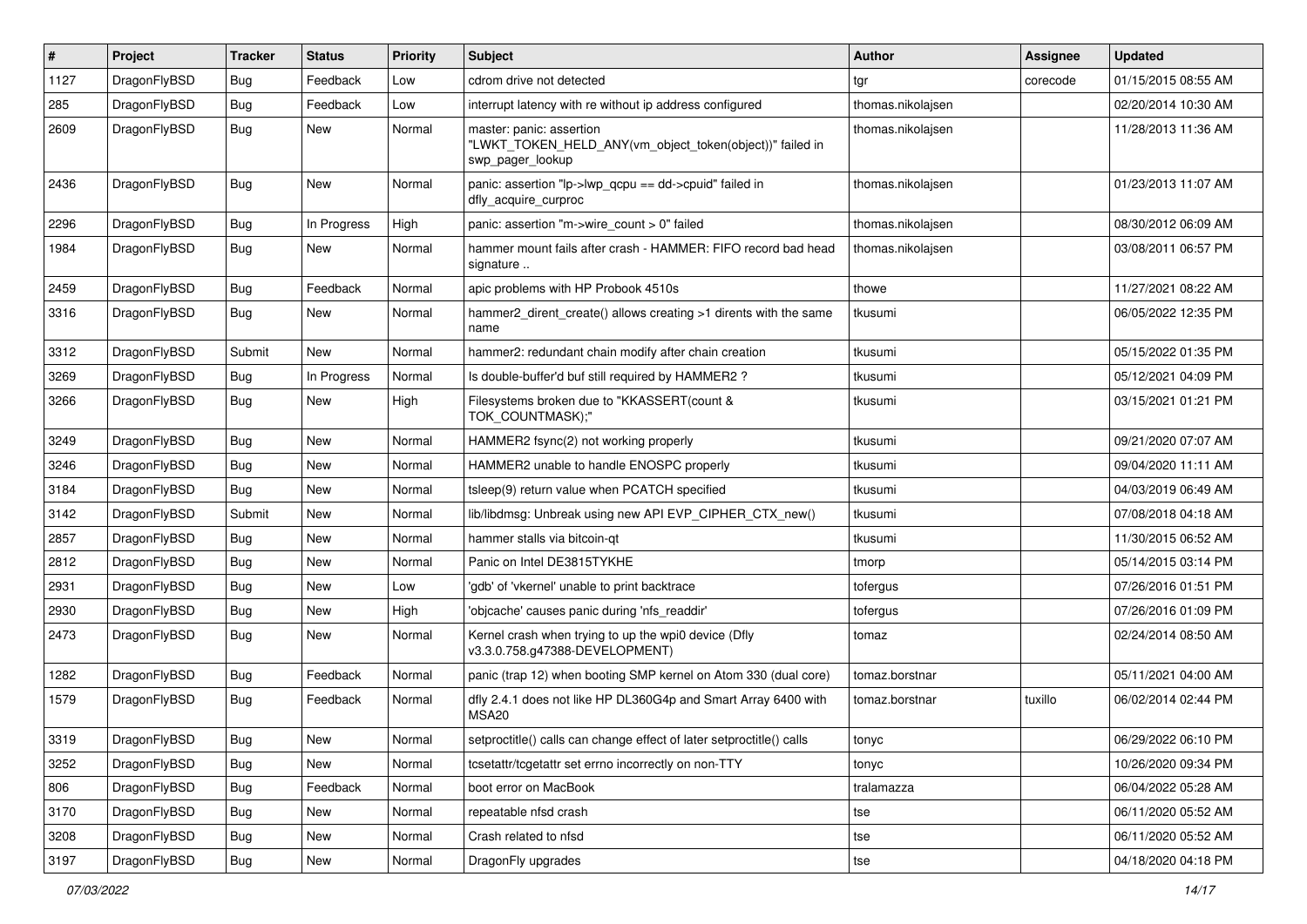| # | Project | Tracker | Status | Priority | Subject | Author | Assignee | Updated |
|---|---|---|---|---|---|---|---|---|
| 1127 | DragonFlyBSD | Bug | Feedback | Low | cdrom drive not detected | tgr | corecode | 01/15/2015 08:55 AM |
| 285 | DragonFlyBSD | Bug | Feedback | Low | interrupt latency with re without ip address configured | thomas.nikolajsen | | 02/20/2014 10:30 AM |
| 2609 | DragonFlyBSD | Bug | New | Normal | master: panic: assertion "LWKT_TOKEN_HELD_ANY(vm_object_token(object))" failed in swp_pager_lookup | thomas.nikolajsen | | 11/28/2013 11:36 AM |
| 2436 | DragonFlyBSD | Bug | New | Normal | panic: assertion "lp->lwp_qcpu == dd->cpuid" failed in dfly_acquire_curproc | thomas.nikolajsen | | 01/23/2013 11:07 AM |
| 2296 | DragonFlyBSD | Bug | In Progress | High | panic: assertion "m->wire_count > 0" failed | thomas.nikolajsen | | 08/30/2012 06:09 AM |
| 1984 | DragonFlyBSD | Bug | New | Normal | hammer mount fails after crash - HAMMER: FIFO record bad head signature .. | thomas.nikolajsen | | 03/08/2011 06:57 PM |
| 2459 | DragonFlyBSD | Bug | Feedback | Normal | apic problems with HP Probook 4510s | thowe | | 11/27/2021 08:22 AM |
| 3316 | DragonFlyBSD | Bug | New | Normal | hammer2_dirent_create() allows creating >1 dirents with the same name | tkusumi | | 06/05/2022 12:35 PM |
| 3312 | DragonFlyBSD | Submit | New | Normal | hammer2: redundant chain modify after chain creation | tkusumi | | 05/15/2022 01:35 PM |
| 3269 | DragonFlyBSD | Bug | In Progress | Normal | Is double-buffer'd buf still required by HAMMER2 ? | tkusumi | | 05/12/2021 04:09 PM |
| 3266 | DragonFlyBSD | Bug | New | High | Filesystems broken due to "KKASSERT(count & TOK_COUNTMASK);" | tkusumi | | 03/15/2021 01:21 PM |
| 3249 | DragonFlyBSD | Bug | New | Normal | HAMMER2 fsync(2) not working properly | tkusumi | | 09/21/2020 07:07 AM |
| 3246 | DragonFlyBSD | Bug | New | Normal | HAMMER2 unable to handle ENOSPC properly | tkusumi | | 09/04/2020 11:11 AM |
| 3184 | DragonFlyBSD | Bug | New | Normal | tsleep(9) return value when PCATCH specified | tkusumi | | 04/03/2019 06:49 AM |
| 3142 | DragonFlyBSD | Submit | New | Normal | lib/libdmsg: Unbreak using new API EVP_CIPHER_CTX_new() | tkusumi | | 07/08/2018 04:18 AM |
| 2857 | DragonFlyBSD | Bug | New | Normal | hammer stalls via bitcoin-qt | tkusumi | | 11/30/2015 06:52 AM |
| 2812 | DragonFlyBSD | Bug | New | Normal | Panic on Intel DE3815TYKHE | tmorp | | 05/14/2015 03:14 PM |
| 2931 | DragonFlyBSD | Bug | New | Low | 'gdb' of 'vkernel' unable to print backtrace | tofergus | | 07/26/2016 01:51 PM |
| 2930 | DragonFlyBSD | Bug | New | High | 'objcache' causes panic during 'nfs_readdir' | tofergus | | 07/26/2016 01:09 PM |
| 2473 | DragonFlyBSD | Bug | New | Normal | Kernel crash when trying to up the wpi0 device (Dfly v3.3.0.758.g47388-DEVELOPMENT) | tomaz | | 02/24/2014 08:50 AM |
| 1282 | DragonFlyBSD | Bug | Feedback | Normal | panic (trap 12) when booting SMP kernel on Atom 330 (dual core) | tomaz.borstnar | | 05/11/2021 04:00 AM |
| 1579 | DragonFlyBSD | Bug | Feedback | Normal | dfly 2.4.1 does not like HP DL360G4p and Smart Array 6400 with MSA20 | tomaz.borstnar | tuxillo | 06/02/2014 02:44 PM |
| 3319 | DragonFlyBSD | Bug | New | Normal | setproctitle() calls can change effect of later setproctitle() calls | tonyc | | 06/29/2022 06:10 PM |
| 3252 | DragonFlyBSD | Bug | New | Normal | tcsetattr/tcgetattr set errno incorrectly on non-TTY | tonyc | | 10/26/2020 09:34 PM |
| 806 | DragonFlyBSD | Bug | Feedback | Normal | boot error on MacBook | tralamazza | | 06/04/2022 05:28 AM |
| 3170 | DragonFlyBSD | Bug | New | Normal | repeatable nfsd crash | tse | | 06/11/2020 05:52 AM |
| 3208 | DragonFlyBSD | Bug | New | Normal | Crash related to nfsd | tse | | 06/11/2020 05:52 AM |
| 3197 | DragonFlyBSD | Bug | New | Normal | DragonFly upgrades | tse | | 04/18/2020 04:18 PM |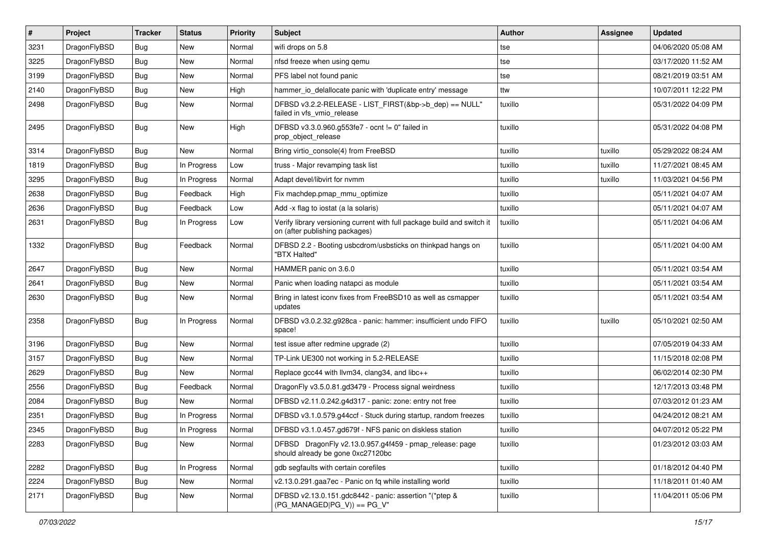| # | Project | Tracker | Status | Priority | Subject | Author | Assignee | Updated |
|---|---|---|---|---|---|---|---|---|
| 3231 | DragonFlyBSD | Bug | New | Normal | wifi drops on 5.8 | tse | | 04/06/2020 05:08 AM |
| 3225 | DragonFlyBSD | Bug | New | Normal | nfsd freeze when using qemu | tse | | 03/17/2020 11:52 AM |
| 3199 | DragonFlyBSD | Bug | New | Normal | PFS label not found panic | tse | | 08/21/2019 03:51 AM |
| 2140 | DragonFlyBSD | Bug | New | High | hammer_io_delallocate panic with 'duplicate entry' message | ttw | | 10/07/2011 12:22 PM |
| 2498 | DragonFlyBSD | Bug | New | Normal | DFBSD v3.2.2-RELEASE - LIST_FIRST(&bp->b_dep) == NULL" failed in vfs_vmio_release | tuxillo | | 05/31/2022 04:09 PM |
| 2495 | DragonFlyBSD | Bug | New | High | DFBSD v3.3.0.960.g553fe7 - ocnt != 0" failed in prop_object_release | tuxillo | | 05/31/2022 04:08 PM |
| 3314 | DragonFlyBSD | Bug | New | Normal | Bring virtio_console(4) from FreeBSD | tuxillo | tuxillo | 05/29/2022 08:24 AM |
| 1819 | DragonFlyBSD | Bug | In Progress | Low | truss - Major revamping task list | tuxillo | tuxillo | 11/27/2021 08:45 AM |
| 3295 | DragonFlyBSD | Bug | In Progress | Normal | Adapt devel/libvirt for nvmm | tuxillo | tuxillo | 11/03/2021 04:56 PM |
| 2638 | DragonFlyBSD | Bug | Feedback | High | Fix machdep.pmap_mmu_optimize | tuxillo | | 05/11/2021 04:07 AM |
| 2636 | DragonFlyBSD | Bug | Feedback | Low | Add -x flag to iostat (a la solaris) | tuxillo | | 05/11/2021 04:07 AM |
| 2631 | DragonFlyBSD | Bug | In Progress | Low | Verify library versioning current with full package build and switch it on (after publishing packages) | tuxillo | | 05/11/2021 04:06 AM |
| 1332 | DragonFlyBSD | Bug | Feedback | Normal | DFBSD 2.2 - Booting usbcdrom/usbsticks on thinkpad hangs on "BTX Halted" | tuxillo | | 05/11/2021 04:00 AM |
| 2647 | DragonFlyBSD | Bug | New | Normal | HAMMER panic on 3.6.0 | tuxillo | | 05/11/2021 03:54 AM |
| 2641 | DragonFlyBSD | Bug | New | Normal | Panic when loading natapci as module | tuxillo | | 05/11/2021 03:54 AM |
| 2630 | DragonFlyBSD | Bug | New | Normal | Bring in latest iconv fixes from FreeBSD10 as well as csmapper updates | tuxillo | | 05/11/2021 03:54 AM |
| 2358 | DragonFlyBSD | Bug | In Progress | Normal | DFBSD v3.0.2.32.g928ca - panic: hammer: insufficient undo FIFO space! | tuxillo | tuxillo | 05/10/2021 02:50 AM |
| 3196 | DragonFlyBSD | Bug | New | Normal | test issue after redmine upgrade (2) | tuxillo | | 07/05/2019 04:33 AM |
| 3157 | DragonFlyBSD | Bug | New | Normal | TP-Link UE300 not working in 5.2-RELEASE | tuxillo | | 11/15/2018 02:08 PM |
| 2629 | DragonFlyBSD | Bug | New | Normal | Replace gcc44 with llvm34, clang34, and libc++ | tuxillo | | 06/02/2014 02:30 PM |
| 2556 | DragonFlyBSD | Bug | Feedback | Normal | DragonFly v3.5.0.81.gd3479 - Process signal weirdness | tuxillo | | 12/17/2013 03:48 PM |
| 2084 | DragonFlyBSD | Bug | New | Normal | DFBSD v2.11.0.242.g4d317 - panic: zone: entry not free | tuxillo | | 07/03/2012 01:23 AM |
| 2351 | DragonFlyBSD | Bug | In Progress | Normal | DFBSD v3.1.0.579.g44ccf - Stuck during startup, random freezes | tuxillo | | 04/24/2012 08:21 AM |
| 2345 | DragonFlyBSD | Bug | In Progress | Normal | DFBSD v3.1.0.457.gd679f - NFS panic on diskless station | tuxillo | | 04/07/2012 05:22 PM |
| 2283 | DragonFlyBSD | Bug | New | Normal | DFBSD DragonFly v2.13.0.957.g4f459 - pmap_release: page should already be gone 0xc27120bc | tuxillo | | 01/23/2012 03:03 AM |
| 2282 | DragonFlyBSD | Bug | In Progress | Normal | gdb segfaults with certain corefiles | tuxillo | | 01/18/2012 04:40 PM |
| 2224 | DragonFlyBSD | Bug | New | Normal | v2.13.0.291.gaa7ec - Panic on fq while installing world | tuxillo | | 11/18/2011 01:40 AM |
| 2171 | DragonFlyBSD | Bug | New | Normal | DFBSD v2.13.0.151.gdc8442 - panic: assertion "(*ptep & (PG_MANAGED\|PG_V)) == PG_V" | tuxillo | | 11/04/2011 05:06 PM |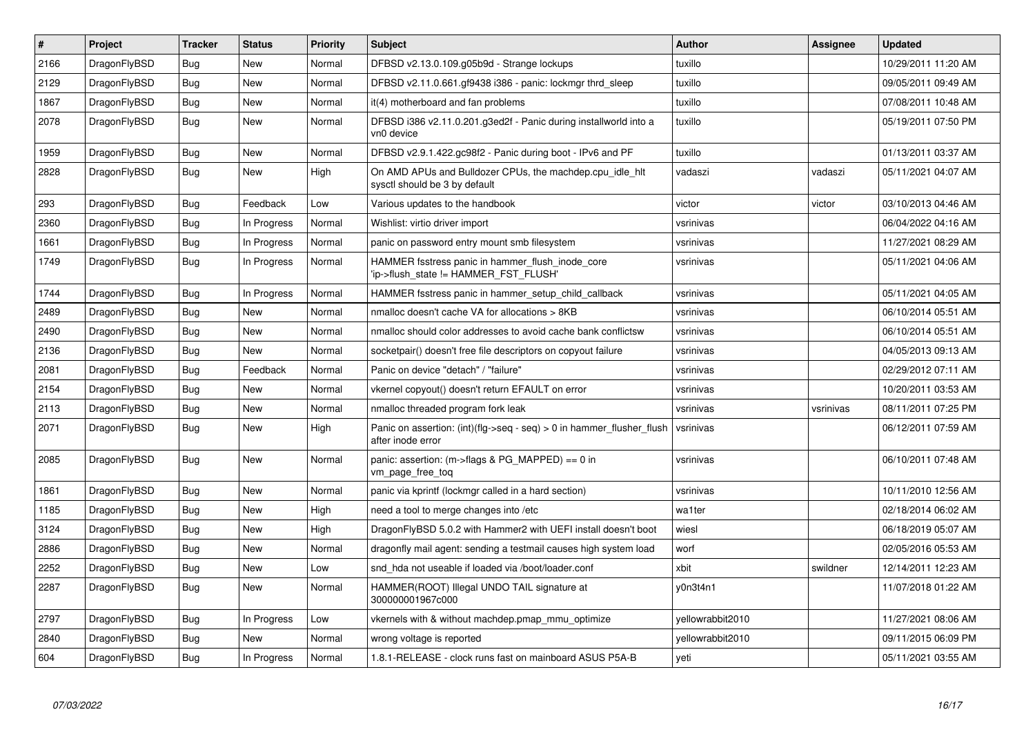| # | Project | Tracker | Status | Priority | Subject | Author | Assignee | Updated |
|---|---|---|---|---|---|---|---|---|
| 2166 | DragonFlyBSD | Bug | New | Normal | DFBSD v2.13.0.109.g05b9d - Strange lockups | tuxillo | | 10/29/2011 11:20 AM |
| 2129 | DragonFlyBSD | Bug | New | Normal | DFBSD v2.11.0.661.gf9438 i386 - panic: lockmgr thrd_sleep | tuxillo | | 09/05/2011 09:49 AM |
| 1867 | DragonFlyBSD | Bug | New | Normal | it(4) motherboard and fan problems | tuxillo | | 07/08/2011 10:48 AM |
| 2078 | DragonFlyBSD | Bug | New | Normal | DFBSD i386 v2.11.0.201.g3ed2f - Panic during installworld into a vn0 device | tuxillo | | 05/19/2011 07:50 PM |
| 1959 | DragonFlyBSD | Bug | New | Normal | DFBSD v2.9.1.422.gc98f2 - Panic during boot - IPv6 and PF | tuxillo | | 01/13/2011 03:37 AM |
| 2828 | DragonFlyBSD | Bug | New | High | On AMD APUs and Bulldozer CPUs, the machdep.cpu_idle_hlt sysctl should be 3 by default | vadaszi | vadaszi | 05/11/2021 04:07 AM |
| 293 | DragonFlyBSD | Bug | Feedback | Low | Various updates to the handbook | victor | victor | 03/10/2013 04:46 AM |
| 2360 | DragonFlyBSD | Bug | In Progress | Normal | Wishlist: virtio driver import | vsrinivas | | 06/04/2022 04:16 AM |
| 1661 | DragonFlyBSD | Bug | In Progress | Normal | panic on password entry mount smb filesystem | vsrinivas | | 11/27/2021 08:29 AM |
| 1749 | DragonFlyBSD | Bug | In Progress | Normal | HAMMER fsstress panic in hammer_flush_inode_core 'ip->flush_state != HAMMER_FST_FLUSH' | vsrinivas | | 05/11/2021 04:06 AM |
| 1744 | DragonFlyBSD | Bug | In Progress | Normal | HAMMER fsstress panic in hammer_setup_child_callback | vsrinivas | | 05/11/2021 04:05 AM |
| 2489 | DragonFlyBSD | Bug | New | Normal | nmalloc doesn't cache VA for allocations > 8KB | vsrinivas | | 06/10/2014 05:51 AM |
| 2490 | DragonFlyBSD | Bug | New | Normal | nmalloc should color addresses to avoid cache bank conflictsw | vsrinivas | | 06/10/2014 05:51 AM |
| 2136 | DragonFlyBSD | Bug | New | Normal | socketpair() doesn't free file descriptors on copyout failure | vsrinivas | | 04/05/2013 09:13 AM |
| 2081 | DragonFlyBSD | Bug | Feedback | Normal | Panic on device "detach" / "failure" | vsrinivas | | 02/29/2012 07:11 AM |
| 2154 | DragonFlyBSD | Bug | New | Normal | vkernel copyout() doesn't return EFAULT on error | vsrinivas | | 10/20/2011 03:53 AM |
| 2113 | DragonFlyBSD | Bug | New | Normal | nmalloc threaded program fork leak | vsrinivas | vsrinivas | 08/11/2011 07:25 PM |
| 2071 | DragonFlyBSD | Bug | New | High | Panic on assertion: (int)(flg->seq - seq) > 0 in hammer_flusher_flush after inode error | vsrinivas | | 06/12/2011 07:59 AM |
| 2085 | DragonFlyBSD | Bug | New | Normal | panic: assertion: (m->flags & PG_MAPPED) == 0 in vm_page_free_toq | vsrinivas | | 06/10/2011 07:48 AM |
| 1861 | DragonFlyBSD | Bug | New | Normal | panic via kprintf (lockmgr called in a hard section) | vsrinivas | | 10/11/2010 12:56 AM |
| 1185 | DragonFlyBSD | Bug | New | High | need a tool to merge changes into /etc | wa1ter | | 02/18/2014 06:02 AM |
| 3124 | DragonFlyBSD | Bug | New | High | DragonFlyBSD 5.0.2 with Hammer2 with UEFI install doesn't boot | wiesl | | 06/18/2019 05:07 AM |
| 2886 | DragonFlyBSD | Bug | New | Normal | dragonfly mail agent: sending a testmail causes high system load | worf | | 02/05/2016 05:53 AM |
| 2252 | DragonFlyBSD | Bug | New | Low | snd_hda not useable if loaded via /boot/loader.conf | xbit | swildner | 12/14/2011 12:23 AM |
| 2287 | DragonFlyBSD | Bug | New | Normal | HAMMER(ROOT) Illegal UNDO TAIL signature at 300000001967c000 | y0n3t4n1 | | 11/07/2018 01:22 AM |
| 2797 | DragonFlyBSD | Bug | In Progress | Low | vkernels with & without machdep.pmap_mmu_optimize | yellowrabbit2010 | | 11/27/2021 08:06 AM |
| 2840 | DragonFlyBSD | Bug | New | Normal | wrong voltage is reported | yellowrabbit2010 | | 09/11/2015 06:09 PM |
| 604 | DragonFlyBSD | Bug | In Progress | Normal | 1.8.1-RELEASE - clock runs fast on mainboard ASUS P5A-B | yeti | | 05/11/2021 03:55 AM |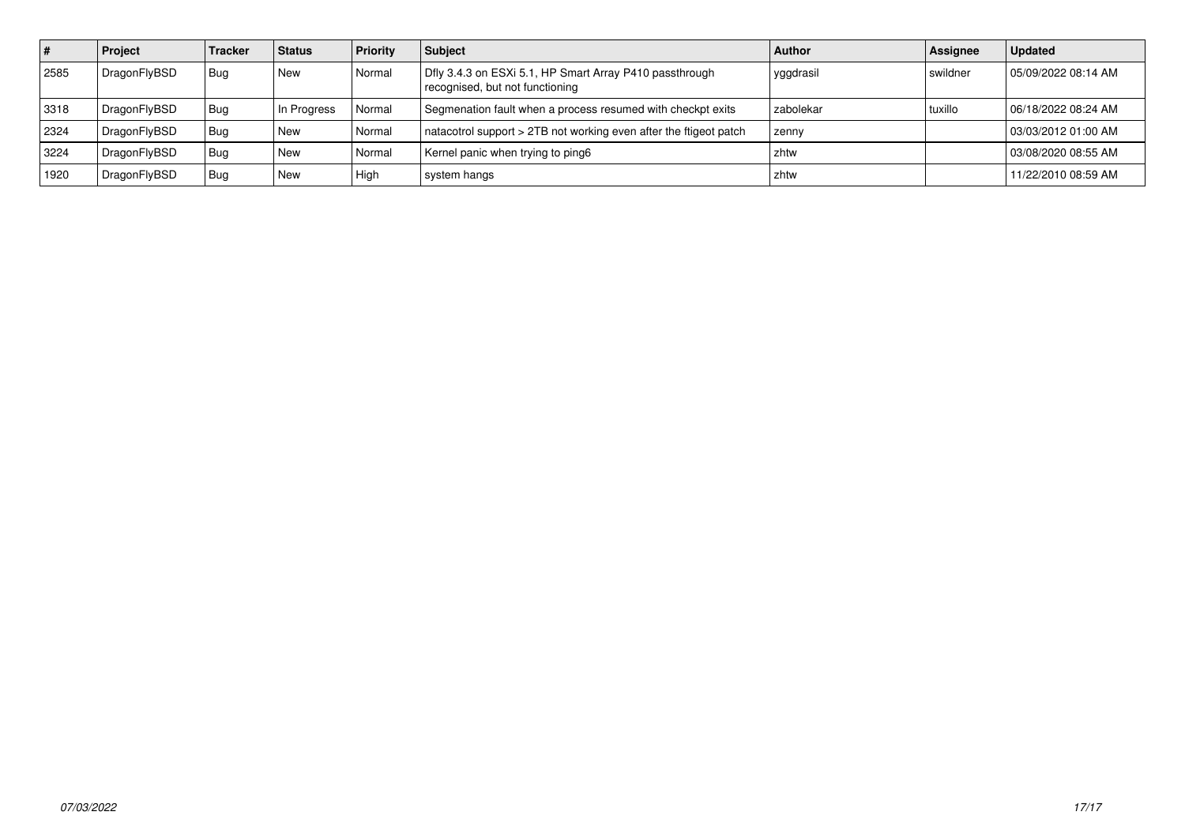| # | Project | Tracker | Status | Priority | Subject | Author | Assignee | Updated |
|---|---|---|---|---|---|---|---|---|
| 2585 | DragonFlyBSD | Bug | New | Normal | Dfly 3.4.3 on ESXi 5.1, HP Smart Array P410 passthrough recognised, but not functioning | yggdrasil | swildner | 05/09/2022 08:14 AM |
| 3318 | DragonFlyBSD | Bug | In Progress | Normal | Segmenation fault when a process resumed with checkpt exits | zabolekar | tuxillo | 06/18/2022 08:24 AM |
| 2324 | DragonFlyBSD | Bug | New | Normal | natacotrol support > 2TB not working even after the ftigeot patch | zenny | | 03/03/2012 01:00 AM |
| 3224 | DragonFlyBSD | Bug | New | Normal | Kernel panic when trying to ping6 | zhtw | | 03/08/2020 08:55 AM |
| 1920 | DragonFlyBSD | Bug | New | High | system hangs | zhtw | | 11/22/2010 08:59 AM |